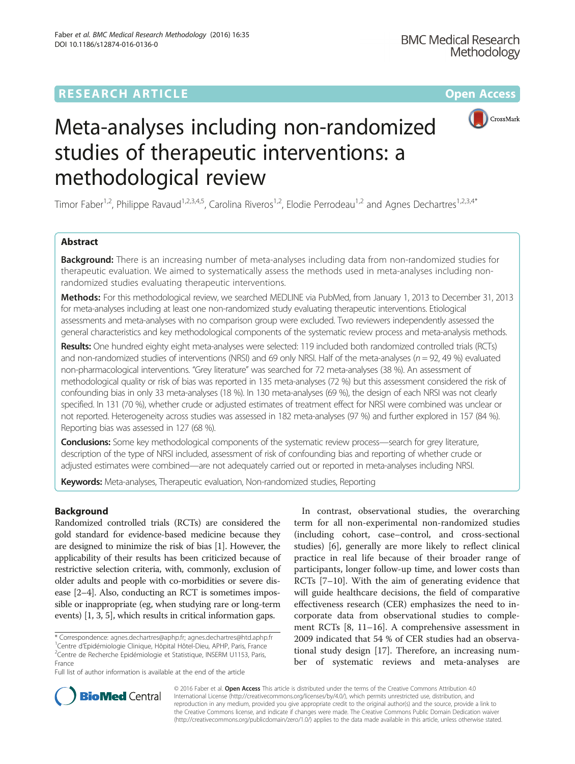# Meta-analyses including non-randomized studies of therapeutic interventions: a methodological review

Timor Faber[1,2], Philippe Ravaud[1,2,3,4,5], Carolina Riveros[1,2], Elodie Perrodeau[1,2] and Agnes Dechartres[1,2,3,4*]

## Abstract

**Background:** There is an increasing number of meta-analyses including data from non-randomized studies for therapeutic evaluation. We aimed to systematically assess the methods used in meta-analyses including non-randomized studies evaluating therapeutic interventions.

**Methods:** For this methodological review, we searched MEDLINE via PubMed, from January 1, 2013 to December 31, 2013 for meta-analyses including at least one non-randomized study evaluating therapeutic interventions. Etiological assessments and meta-analyses with no comparison group were excluded. Two reviewers independently assessed the general characteristics and key methodological components of the systematic review process and meta-analysis methods.

**Results:** One hundred eighty eight meta-analyses were selected: 119 included both randomized controlled trials (RCTs) and non-randomized studies of interventions (NRSI) and 69 only NRSI. Half of the meta-analyses ($n = 92$, 49 %) evaluated non-pharmacological interventions. "Grey literature" was searched for 72 meta-analyses (38 %). An assessment of methodological quality or risk of bias was reported in 135 meta-analyses (72 %) but this assessment considered the risk of confounding bias in only 33 meta-analyses (18 %). In 130 meta-analyses (69 %), the design of each NRSI was not clearly specified. In 131 (70 %), whether crude or adjusted estimates of treatment effect for NRSI were combined was unclear or not reported. Heterogeneity across studies was assessed in 182 meta-analyses (97 %) and further explored in 157 (84 %). Reporting bias was assessed in 127 (68 %).

**Conclusions:** Some key methodological components of the systematic review process—search for grey literature, description of the type of NRSI included, assessment of risk of confounding bias and reporting of whether crude or adjusted estimates were combined—are not adequately carried out or reported in meta-analyses including NRSI.

**Keywords:** Meta-analyses, Therapeutic evaluation, Non-randomized studies, Reporting

## Background

Randomized controlled trials (RCTs) are considered the gold standard for evidence-based medicine because they are designed to minimize the risk of bias [1]. However, the applicability of their results has been criticized because of restrictive selection criteria, with, commonly, exclusion of older adults and people with co-morbidities or severe disease [2–4]. Also, conducting an RCT is sometimes impossible or inappropriate (eg, when studying rare or long-term events) [1, 3, 5], which results in critical information gaps.

In contrast, observational studies, the overarching term for all non-experimental non-randomized studies (including cohort, case–control, and cross-sectional studies) [6], generally are more likely to reflect clinical practice in real life because of their broader range of participants, longer follow-up time, and lower costs than RCTs [7–10]. With the aim of generating evidence that will guide healthcare decisions, the field of comparative effectiveness research (CER) emphasizes the need to incorporate data from observational studies to complement RCTs [8, 11–16]. A comprehensive assessment in 2009 indicated that 54 % of CER studies had an observational study design [17]. Therefore, an increasing number of systematic reviews and meta-analyses are

\* Correspondence: agnes.dechartres@aphp.fr; agnes.dechartres@htd.aphp.fr
[1]Centre d'Epidémiologie Clinique, Hôpital Hôtel-Dieu, APHP, Paris, France
[2]Centre de Recherche Epidémiologie et Statistique, INSERM U1153, Paris, France
Full list of author information is available at the end of the article

© 2016 Faber et al. **Open Access** This article is distributed under the terms of the Creative Commons Attribution 4.0 International License (http://creativecommons.org/licenses/by/4.0/), which permits unrestricted use, distribution, and reproduction in any medium, provided you give appropriate credit to the original author(s) and the source, provide a link to the Creative Commons license, and indicate if changes were made. The Creative Commons Public Domain Dedication waiver (http://creativecommons.org/publicdomain/zero/1.0/) applies to the data made available in this article, unless otherwise stated.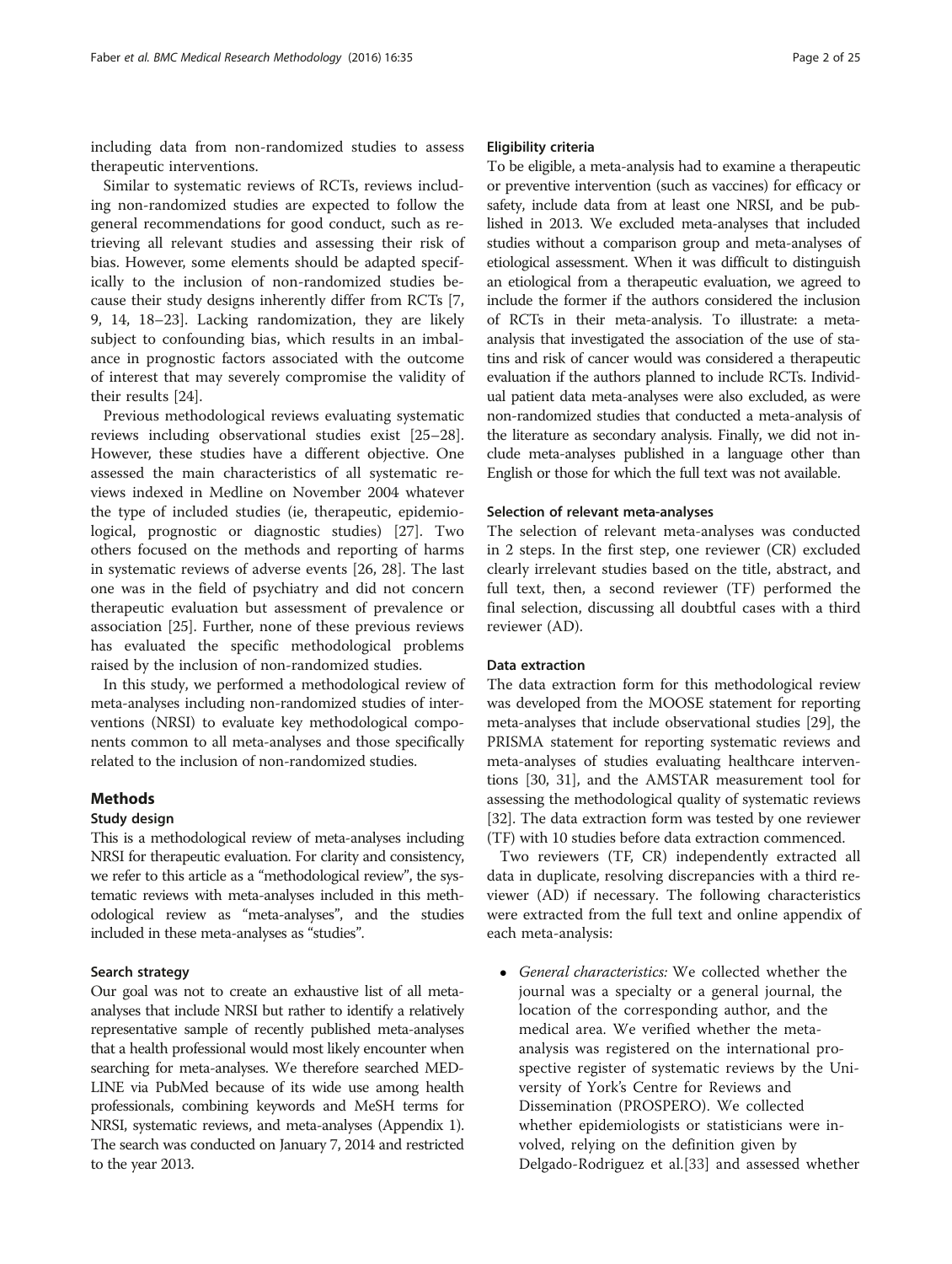including data from non-randomized studies to assess therapeutic interventions.

Similar to systematic reviews of RCTs, reviews including non-randomized studies are expected to follow the general recommendations for good conduct, such as retrieving all relevant studies and assessing their risk of bias. However, some elements should be adapted specifically to the inclusion of non-randomized studies because their study designs inherently differ from RCTs [7, 9, 14, 18–23]. Lacking randomization, they are likely subject to confounding bias, which results in an imbalance in prognostic factors associated with the outcome of interest that may severely compromise the validity of their results [24].

Previous methodological reviews evaluating systematic reviews including observational studies exist [25–28]. However, these studies have a different objective. One assessed the main characteristics of all systematic reviews indexed in Medline on November 2004 whatever the type of included studies (ie, therapeutic, epidemiological, prognostic or diagnostic studies) [27]. Two others focused on the methods and reporting of harms in systematic reviews of adverse events [26, 28]. The last one was in the field of psychiatry and did not concern therapeutic evaluation but assessment of prevalence or association [25]. Further, none of these previous reviews has evaluated the specific methodological problems raised by the inclusion of non-randomized studies.

In this study, we performed a methodological review of meta-analyses including non-randomized studies of interventions (NRSI) to evaluate key methodological components common to all meta-analyses and those specifically related to the inclusion of non-randomized studies.

## Methods

### Study design

This is a methodological review of meta-analyses including NRSI for therapeutic evaluation. For clarity and consistency, we refer to this article as a "methodological review", the systematic reviews with meta-analyses included in this methodological review as "meta-analyses", and the studies included in these meta-analyses as "studies".

### Search strategy

Our goal was not to create an exhaustive list of all meta-analyses that include NRSI but rather to identify a relatively representative sample of recently published meta-analyses that a health professional would most likely encounter when searching for meta-analyses. We therefore searched MEDLINE via PubMed because of its wide use among health professionals, combining keywords and MeSH terms for NRSI, systematic reviews, and meta-analyses (Appendix 1). The search was conducted on January 7, 2014 and restricted to the year 2013.

### Eligibility criteria

To be eligible, a meta-analysis had to examine a therapeutic or preventive intervention (such as vaccines) for efficacy or safety, include data from at least one NRSI, and be published in 2013. We excluded meta-analyses that included studies without a comparison group and meta-analyses of etiological assessment. When it was difficult to distinguish an etiological from a therapeutic evaluation, we agreed to include the former if the authors considered the inclusion of RCTs in their meta-analysis. To illustrate: a meta-analysis that investigated the association of the use of statins and risk of cancer would was considered a therapeutic evaluation if the authors planned to include RCTs. Individual patient data meta-analyses were also excluded, as were non-randomized studies that conducted a meta-analysis of the literature as secondary analysis. Finally, we did not include meta-analyses published in a language other than English or those for which the full text was not available.

### Selection of relevant meta-analyses

The selection of relevant meta-analyses was conducted in 2 steps. In the first step, one reviewer (CR) excluded clearly irrelevant studies based on the title, abstract, and full text, then, a second reviewer (TF) performed the final selection, discussing all doubtful cases with a third reviewer (AD).

### Data extraction

The data extraction form for this methodological review was developed from the MOOSE statement for reporting meta-analyses that include observational studies [29], the PRISMA statement for reporting systematic reviews and meta-analyses of studies evaluating healthcare interventions [30, 31], and the AMSTAR measurement tool for assessing the methodological quality of systematic reviews [32]. The data extraction form was tested by one reviewer (TF) with 10 studies before data extraction commenced.

Two reviewers (TF, CR) independently extracted all data in duplicate, resolving discrepancies with a third reviewer (AD) if necessary. The following characteristics were extracted from the full text and online appendix of each meta-analysis:

- *General characteristics:* We collected whether the journal was a specialty or a general journal, the location of the corresponding author, and the medical area. We verified whether the meta-analysis was registered on the international prospective register of systematic reviews by the University of York's Centre for Reviews and Dissemination (PROSPERO). We collected whether epidemiologists or statisticians were involved, relying on the definition given by Delgado-Rodriguez et al.[33] and assessed whether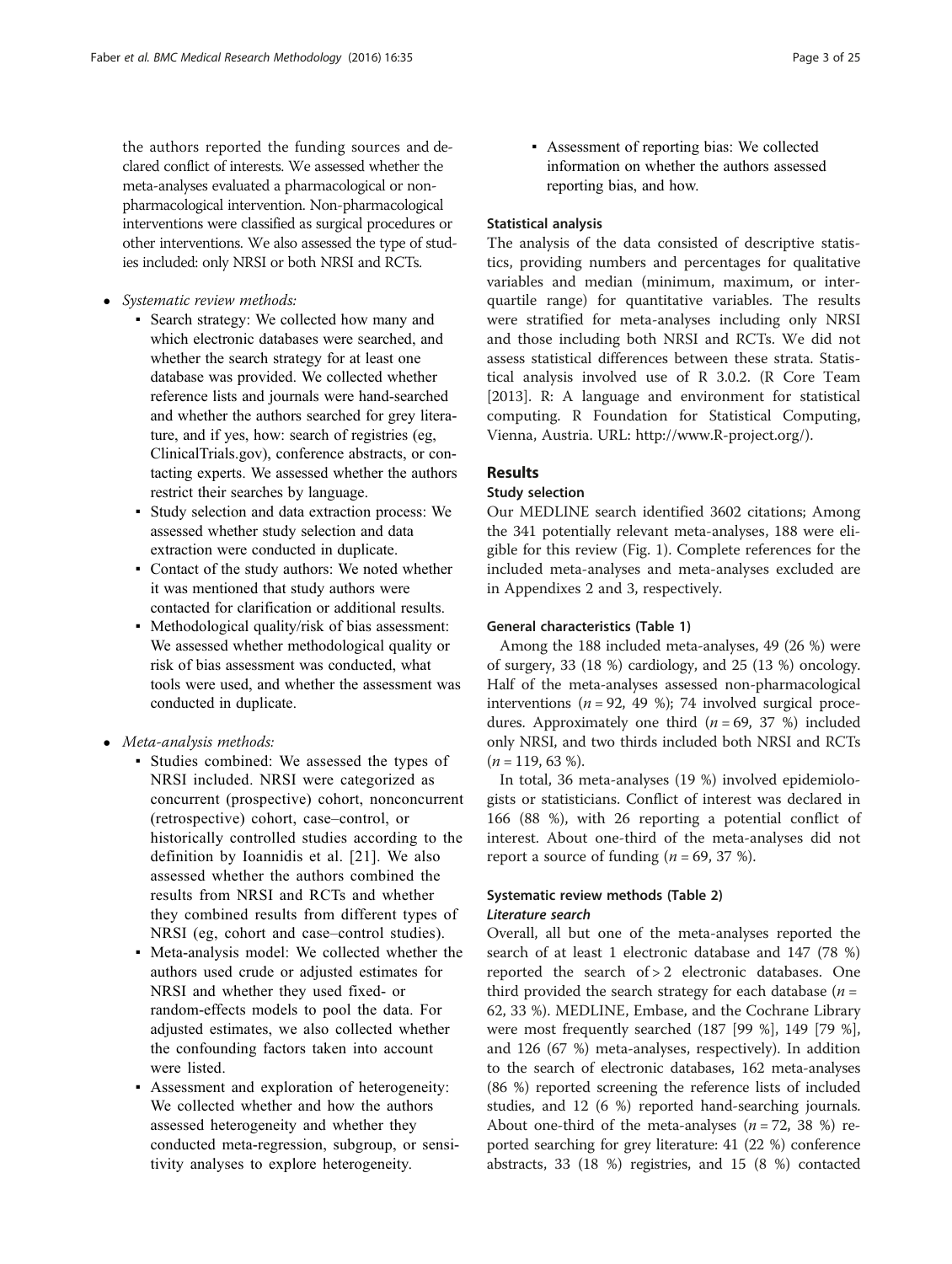the authors reported the funding sources and declared conflict of interests. We assessed whether the meta-analyses evaluated a pharmacological or non-pharmacological intervention. Non-pharmacological interventions were classified as surgical procedures or other interventions. We also assessed the type of studies included: only NRSI or both NRSI and RCTs.

- *Systematic review methods:*
  - Search strategy: We collected how many and which electronic databases were searched, and whether the search strategy for at least one database was provided. We collected whether reference lists and journals were hand-searched and whether the authors searched for grey literature, and if yes, how: search of registries (eg, ClinicalTrials.gov), conference abstracts, or contacting experts. We assessed whether the authors restrict their searches by language.
  - Study selection and data extraction process: We assessed whether study selection and data extraction were conducted in duplicate.
  - Contact of the study authors: We noted whether it was mentioned that study authors were contacted for clarification or additional results.
  - Methodological quality/risk of bias assessment: We assessed whether methodological quality or risk of bias assessment was conducted, what tools were used, and whether the assessment was conducted in duplicate.
- *Meta-analysis methods:*
  - Studies combined: We assessed the types of NRSI included. NRSI were categorized as concurrent (prospective) cohort, nonconcurrent (retrospective) cohort, case–control, or historically controlled studies according to the definition by Ioannidis et al. [21]. We also assessed whether the authors combined the results from NRSI and RCTs and whether they combined results from different types of NRSI (eg, cohort and case–control studies).
  - Meta-analysis model: We collected whether the authors used crude or adjusted estimates for NRSI and whether they used fixed- or random-effects models to pool the data. For adjusted estimates, we also collected whether the confounding factors taken into account were listed.
  - Assessment and exploration of heterogeneity: We collected whether and how the authors assessed heterogeneity and whether they conducted meta-regression, subgroup, or sensitivity analyses to explore heterogeneity.
  - Assessment of reporting bias: We collected information on whether the authors assessed reporting bias, and how.

### Statistical analysis

The analysis of the data consisted of descriptive statistics, providing numbers and percentages for qualitative variables and median (minimum, maximum, or interquartile range) for quantitative variables. The results were stratified for meta-analyses including only NRSI and those including both NRSI and RCTs. We did not assess statistical differences between these strata. Statistical analysis involved use of R 3.0.2. (R Core Team [2013]. R: A language and environment for statistical computing. R Foundation for Statistical Computing, Vienna, Austria. URL: http://www.R-project.org/).

## Results

### Study selection

Our MEDLINE search identified 3602 citations; Among the 341 potentially relevant meta-analyses, 188 were eligible for this review (Fig. 1). Complete references for the included meta-analyses and meta-analyses excluded are in Appendixes 2 and 3, respectively.

### General characteristics (Table 1)

Among the 188 included meta-analyses, 49 (26 %) were of surgery, 33 (18 %) cardiology, and 25 (13 %) oncology. Half of the meta-analyses assessed non-pharmacological interventions ($n = 92$, 49 %); 74 involved surgical procedures. Approximately one third ($n = 69$, 37 %) included only NRSI, and two thirds included both NRSI and RCTs ($n = 119$, 63 %).

In total, 36 meta-analyses (19 %) involved epidemiologists or statisticians. Conflict of interest was declared in 166 (88 %), with 26 reporting a potential conflict of interest. About one-third of the meta-analyses did not report a source of funding ($n = 69$, 37 %).

### Systematic review methods (Table 2)

#### *Literature search*

Overall, all but one of the meta-analyses reported the search of at least 1 electronic database and 147 (78 %) reported the search of > 2 electronic databases. One third provided the search strategy for each database ($n = 62$, 33 %). MEDLINE, Embase, and the Cochrane Library were most frequently searched (187 [99 %], 149 [79 %], and 126 (67 %) meta-analyses, respectively). In addition to the search of electronic databases, 162 meta-analyses (86 %) reported screening the reference lists of included studies, and 12 (6 %) reported hand-searching journals. About one-third of the meta-analyses ($n = 72$, 38 %) reported searching for grey literature: 41 (22 %) conference abstracts, 33 (18 %) registries, and 15 (8 %) contacted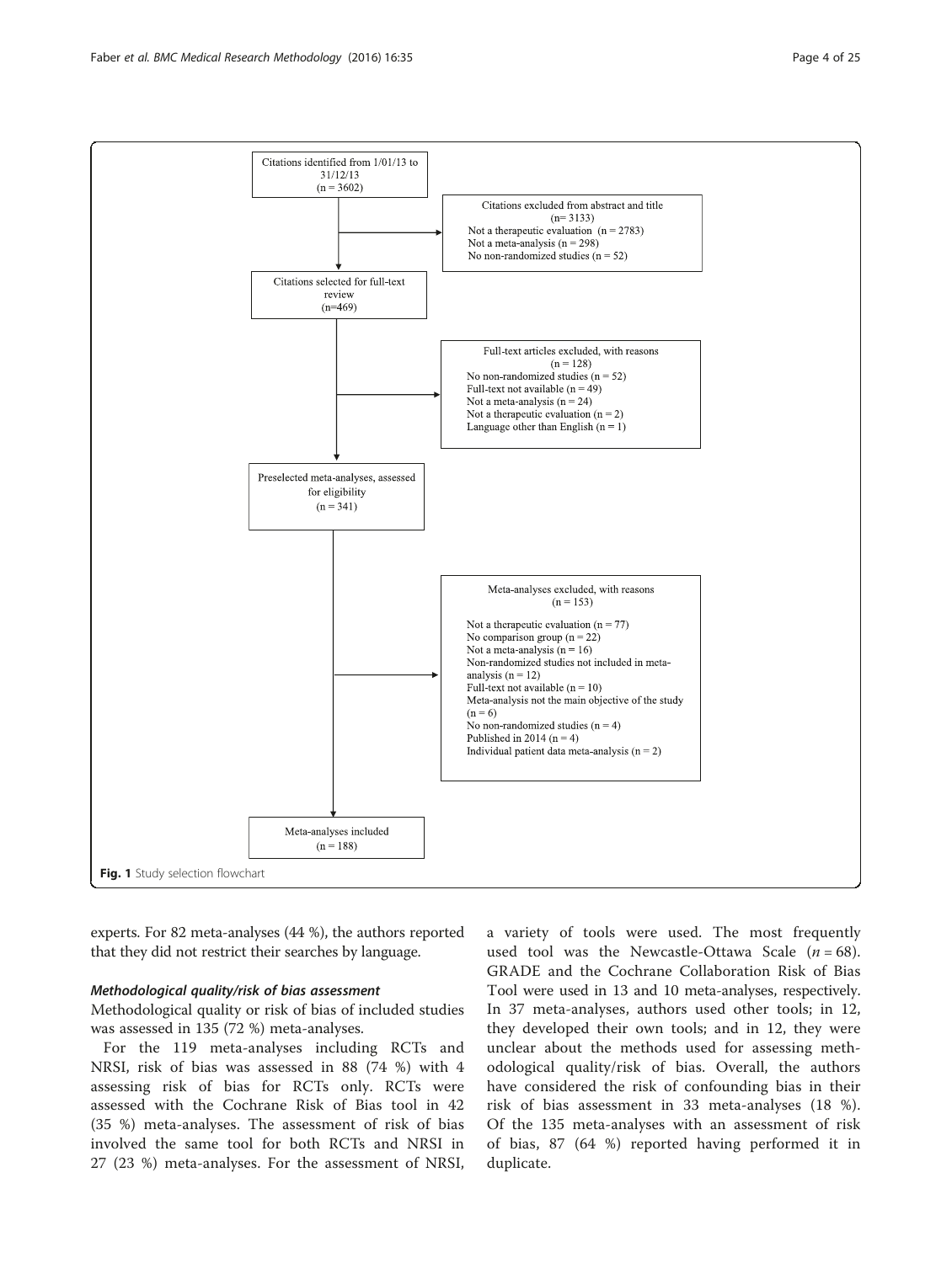Citations identified from 1/01/13 to 31/12/13
(n = 3602)

Citations excluded from abstract and title
(n= 3133)
Not a therapeutic evaluation (n = 2783)
Not a meta-analysis (n = 298)
No non-randomized studies (n = 52)

Citations selected for full-text review
(n=469)

Full-text articles excluded, with reasons
(n = 128)
No non-randomized studies (n = 52)
Full-text not available (n = 49)
Not a meta-analysis (n = 24)
Not a therapeutic evaluation (n = 2)
Language other than English (n = 1)

Preselected meta-analyses, assessed for eligibility
(n = 341)

Meta-analyses excluded, with reasons
(n = 153)
Not a therapeutic evaluation (n = 77)
No comparison group (n = 22)
Not a meta-analysis (n = 16)
Non-randomized studies not included in meta-analysis (n = 12)
Full-text not available (n = 10)
Meta-analysis not the main objective of the study (n = 6)
No non-randomized studies (n = 4)
Published in 2014 (n = 4)
Individual patient data meta-analysis (n = 2)

Meta-analyses included
(n = 188)

**Fig. 1** Study selection flowchart

experts. For 82 meta-analyses (44 %), the authors reported that they did not restrict their searches by language.

#### *Methodological quality/risk of bias assessment*

Methodological quality or risk of bias of included studies was assessed in 135 (72 %) meta-analyses.

For the 119 meta-analyses including RCTs and NRSI, risk of bias was assessed in 88 (74 %) with 4 assessing risk of bias for RCTs only. RCTs were assessed with the Cochrane Risk of Bias tool in 42 (35 %) meta-analyses. The assessment of risk of bias involved the same tool for both RCTs and NRSI in 27 (23 %) meta-analyses. For the assessment of NRSI, a variety of tools were used. The most frequently used tool was the Newcastle-Ottawa Scale ($n = 68$). GRADE and the Cochrane Collaboration Risk of Bias Tool were used in 13 and 10 meta-analyses, respectively. In 37 meta-analyses, authors used other tools; in 12, they developed their own tools; and in 12, they were unclear about the methods used for assessing methodological quality/risk of bias. Overall, the authors have considered the risk of confounding bias in their risk of bias assessment in 33 meta-analyses (18 %). Of the 135 meta-analyses with an assessment of risk of bias, 87 (64 %) reported having performed it in duplicate.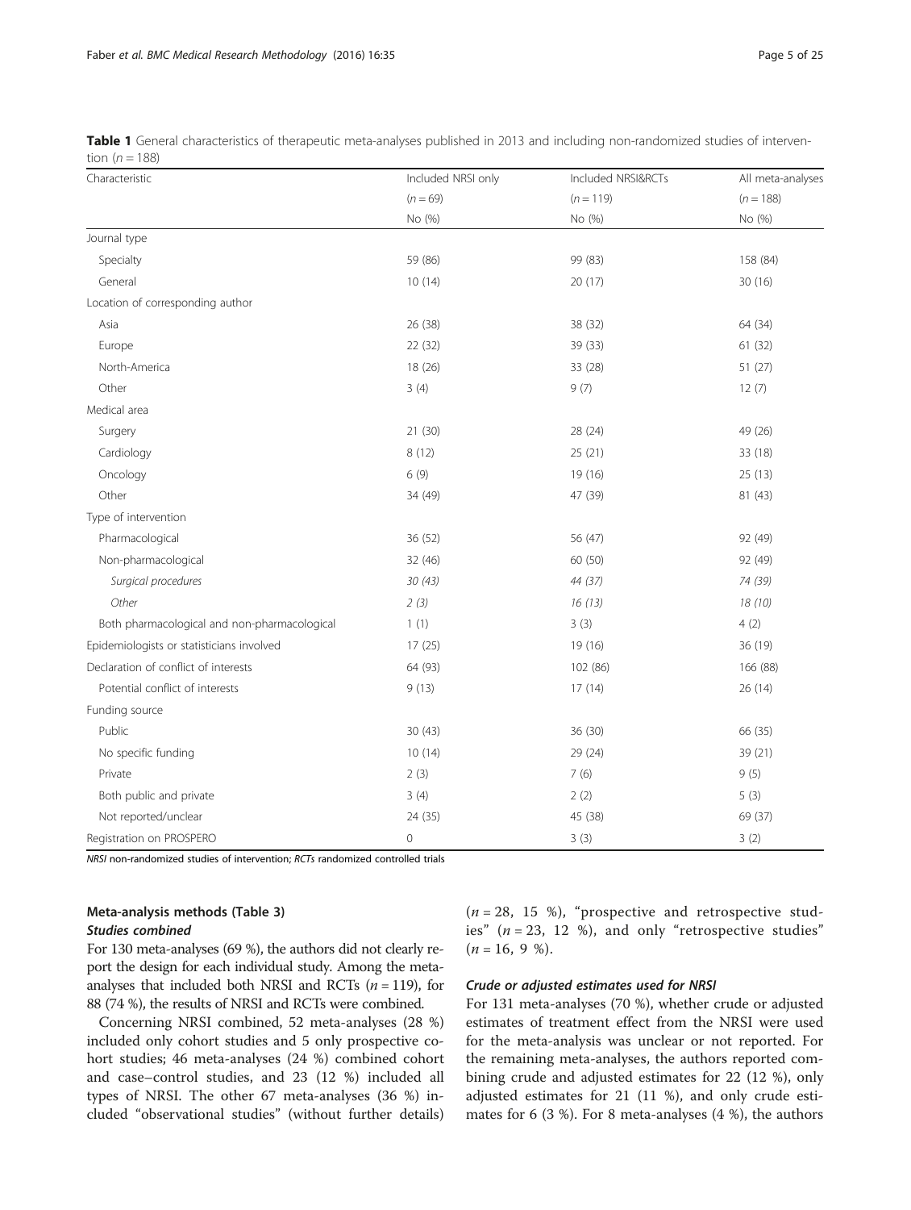**Table 1** General characteristics of therapeutic meta-analyses published in 2013 and including non-randomized studies of intervention ($n = 188$)

| Characteristic | Included NRSI only ($n = 69$) No (%) | Included NRSI&RCTs ($n = 119$) No (%) | All meta-analyses ($n = 188$) No (%) |
|---|---|---|---|
| Journal type | | | |
| Specialty | 59 (86) | 99 (83) | 158 (84) |
| General | 10 (14) | 20 (17) | 30 (16) |
| Location of corresponding author | | | |
| Asia | 26 (38) | 38 (32) | 64 (34) |
| Europe | 22 (32) | 39 (33) | 61 (32) |
| North-America | 18 (26) | 33 (28) | 51 (27) |
| Other | 3 (4) | 9 (7) | 12 (7) |
| Medical area | | | |
| Surgery | 21 (30) | 28 (24) | 49 (26) |
| Cardiology | 8 (12) | 25 (21) | 33 (18) |
| Oncology | 6 (9) | 19 (16) | 25 (13) |
| Other | 34 (49) | 47 (39) | 81 (43) |
| Type of intervention | | | |
| Pharmacological | 36 (52) | 56 (47) | 92 (49) |
| Non-pharmacological | 32 (46) | 60 (50) | 92 (49) |
| *Surgical procedures* | *30 (43)* | *44 (37)* | *74 (39)* |
| *Other* | *2 (3)* | *16 (13)* | *18 (10)* |
| Both pharmacological and non-pharmacological | 1 (1) | 3 (3) | 4 (2) |
| Epidemiologists or statisticians involved | 17 (25) | 19 (16) | 36 (19) |
| Declaration of conflict of interests | 64 (93) | 102 (86) | 166 (88) |
| Potential conflict of interests | 9 (13) | 17 (14) | 26 (14) |
| Funding source | | | |
| Public | 30 (43) | 36 (30) | 66 (35) |
| No specific funding | 10 (14) | 29 (24) | 39 (21) |
| Private | 2 (3) | 7 (6) | 9 (5) |
| Both public and private | 3 (4) | 2 (2) | 5 (3) |
| Not reported/unclear | 24 (35) | 45 (38) | 69 (37) |
| Registration on PROSPERO | 0 | 3 (3) | 3 (2) |

*NRSI* non-randomized studies of intervention; *RCTs* randomized controlled trials

### Meta-analysis methods (Table 3)

#### *Studies combined*

For 130 meta-analyses (69 %), the authors did not clearly report the design for each individual study. Among the meta-analyses that included both NRSI and RCTs ($n = 119$), for 88 (74 %), the results of NRSI and RCTs were combined.

Concerning NRSI combined, 52 meta-analyses (28 %) included only cohort studies and 5 only prospective cohort studies; 46 meta-analyses (24 %) combined cohort and case–control studies, and 23 (12 %) included all types of NRSI. The other 67 meta-analyses (36 %) included "observational studies" (without further details) ($n = 28$, 15 %), "prospective and retrospective studies" ($n = 23$, 12 %), and only "retrospective studies" ($n = 16$, 9 %).

#### *Crude or adjusted estimates used for NRSI*

For 131 meta-analyses (70 %), whether crude or adjusted estimates of treatment effect from the NRSI were used for the meta-analysis was unclear or not reported. For the remaining meta-analyses, the authors reported combining crude and adjusted estimates for 22 (12 %), only adjusted estimates for 21 (11 %), and only crude estimates for 6 (3 %). For 8 meta-analyses (4 %), the authors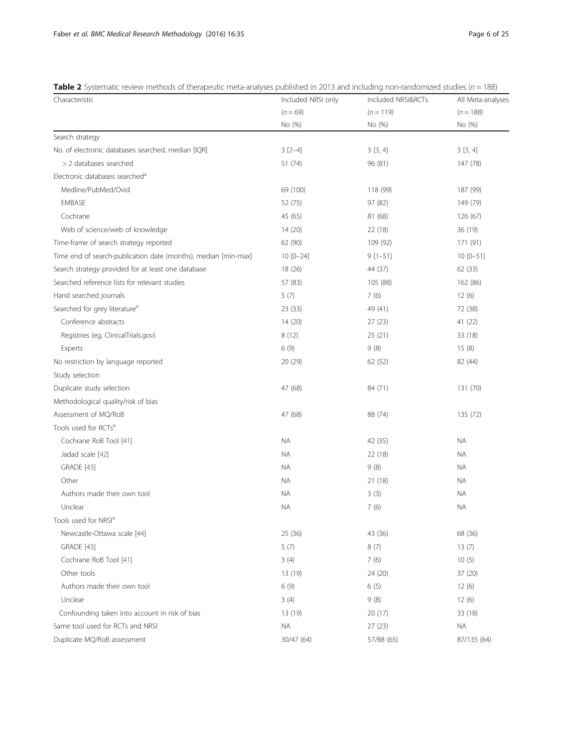**Table 2** Systematic review methods of therapeutic meta-analyses published in 2013 and including non-randomized studies ($n = 188$)

| Characteristic | Included NRSI only ($n = 69$) No (%) | Included NRSI&RCTs ($n = 119$) No (%) | All Meta-analyses ($n = 188$) No (%) |
|---|---|---|---|
| Search strategy | | | |
| No. of electronic databases searched, median [IQR] | 3 [2–4] | 3 [3, 4] | 3 [3, 4] |
| > 2 databases searched | 51 (74) | 96 (81) | 147 (78) |
| Electronic databases searched[a] | | | |
| Medline/PubMed/Ovid | 69 (100) | 118 (99) | 187 (99) |
| EMBASE | 52 (75) | 97 (82) | 149 (79) |
| Cochrane | 45 (65) | 81 (68) | 126 (67) |
| Web of science/web of knowledge | 14 (20) | 22 (18) | 36 (19) |
| Time-frame of search strategy reported | 62 (90) | 109 (92) | 171 (91) |
| Time end of search-publication date (months), median [min-max] | 10 [0–24] | 9 [1–51] | 10 [0–51] |
| Search strategy provided for at least one database | 18 (26) | 44 (37) | 62 (33) |
| Searched reference lists for relevant studies | 57 (83) | 105 (88) | 162 (86) |
| Hand searched journals | 5 (7) | 7 (6) | 12 (6) |
| Searched for grey literature[a] | 23 (33) | 49 (41) | 72 (38) |
| Conference abstracts | 14 (20) | 27 (23) | 41 (22) |
| Registries (eg, ClinicalTrials.gov) | 8 (12) | 25 (21) | 33 (18) |
| Experts | 6 (9) | 9 (8) | 15 (8) |
| No restriction by language reported | 20 (29) | 62 (52) | 82 (44) |
| Study selection | | | |
| Duplicate study selection | 47 (68) | 84 (71) | 131 (70) |
| Methodological quality/risk of bias | | | |
| Assessment of MQ/RoB | 47 (68) | 88 (74) | 135 (72) |
| Tools used for RCTs[a] | | | |
| Cochrane RoB Tool [41] | NA | 42 (35) | NA |
| Jadad scale [42] | NA | 22 (18) | NA |
| GRADE [43] | NA | 9 (8) | NA |
| Other | NA | 21 (18) | NA |
| Authors made their own tool | NA | 3 (3) | NA |
| Unclear | NA | 7 (6) | NA |
| Tools used for NRSI[a] | | | |
| Newcastle-Ottawa scale [44] | 25 (36) | 43 (36) | 68 (36) |
| GRADE [43] | 5 (7) | 8 (7) | 13 (7) |
| Cochrane RoB Tool [41] | 3 (4) | 7 (6) | 10 (5) |
| Other tools | 13 (19) | 24 (20) | 37 (20) |
| Authors made their own tool | 6 (9) | 6 (5) | 12 (6) |
| Unclear | 3 (4) | 9 (8) | 12 (6) |
| Confounding taken into account in risk of bias | 13 (19) | 20 (17) | 33 (18) |
| Same tool used for RCTs and NRSI | NA | 27 (23) | NA |
| Duplicate MQ/RoB assessment | 30/47 (64) | 57/88 (65) | 87/135 (64) |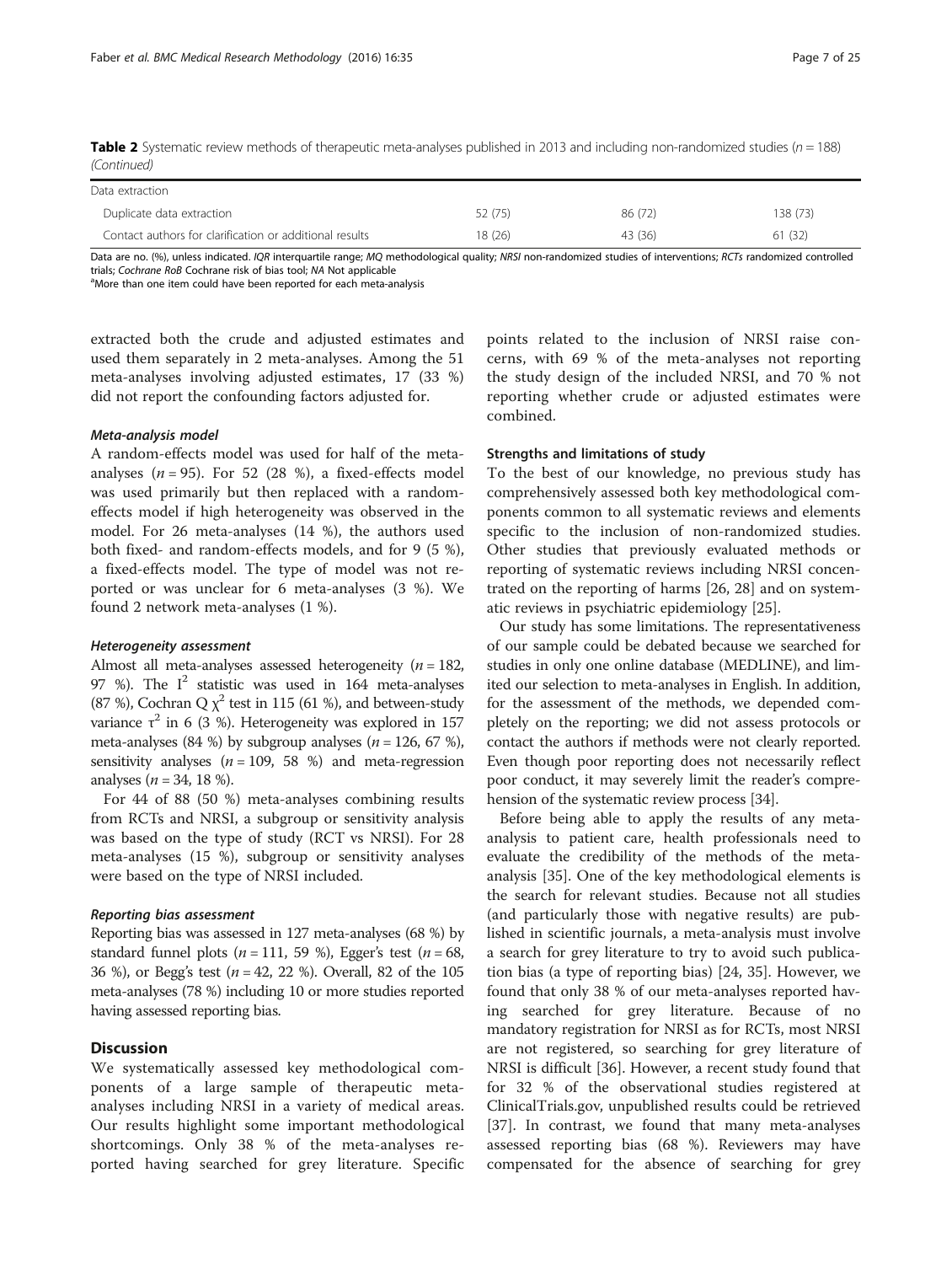**Table 2** Systematic review methods of therapeutic meta-analyses published in 2013 and including non-randomized studies ($n = 188$) *(Continued)*

| | | | |
|---|---|---|---|
| Data extraction | | | |
| Duplicate data extraction | 52 (75) | 86 (72) | 138 (73) |
| Contact authors for clarification or additional results | 18 (26) | 43 (36) | 61 (32) |

Data are no. (%), unless indicated. *IQR* interquartile range; *MQ* methodological quality; *NRSI* non-randomized studies of interventions; *RCTs* randomized controlled trials; *Cochrane RoB* Cochrane risk of bias tool; *NA* Not applicable

[a]More than one item could have been reported for each meta-analysis

extracted both the crude and adjusted estimates and used them separately in 2 meta-analyses. Among the 51 meta-analyses involving adjusted estimates, 17 (33 %) did not report the confounding factors adjusted for.

#### *Meta-analysis model*

A random-effects model was used for half of the meta-analyses ($n = 95$). For 52 (28 %), a fixed-effects model was used primarily but then replaced with a random-effects model if high heterogeneity was observed in the model. For 26 meta-analyses (14 %), the authors used both fixed- and random-effects models, and for 9 (5 %), a fixed-effects model. The type of model was not reported or was unclear for 6 meta-analyses (3 %). We found 2 network meta-analyses (1 %).

#### *Heterogeneity assessment*

Almost all meta-analyses assessed heterogeneity ($n = 182$, 97 %). The $I^2$ statistic was used in 164 meta-analyses (87 %), Cochran Q $\chi^2$ test in 115 (61 %), and between-study variance $\tau^2$ in 6 (3 %). Heterogeneity was explored in 157 meta-analyses (84 %) by subgroup analyses ($n = 126$, 67 %), sensitivity analyses ($n = 109$, 58 %) and meta-regression analyses ($n = 34$, 18 %).

For 44 of 88 (50 %) meta-analyses combining results from RCTs and NRSI, a subgroup or sensitivity analysis was based on the type of study (RCT vs NRSI). For 28 meta-analyses (15 %), subgroup or sensitivity analyses were based on the type of NRSI included.

#### *Reporting bias assessment*

Reporting bias was assessed in 127 meta-analyses (68 %) by standard funnel plots ($n = 111$, 59 %), Egger's test ($n = 68$, 36 %), or Begg's test ($n = 42$, 22 %). Overall, 82 of the 105 meta-analyses (78 %) including 10 or more studies reported having assessed reporting bias.

## Discussion

We systematically assessed key methodological components of a large sample of therapeutic meta-analyses including NRSI in a variety of medical areas. Our results highlight some important methodological shortcomings. Only 38 % of the meta-analyses reported having searched for grey literature. Specific points related to the inclusion of NRSI raise concerns, with 69 % of the meta-analyses not reporting the study design of the included NRSI, and 70 % not reporting whether crude or adjusted estimates were combined.

### Strengths and limitations of study

To the best of our knowledge, no previous study has comprehensively assessed both key methodological components common to all systematic reviews and elements specific to the inclusion of non-randomized studies. Other studies that previously evaluated methods or reporting of systematic reviews including NRSI concentrated on the reporting of harms [26, 28] and on systematic reviews in psychiatric epidemiology [25].

Our study has some limitations. The representativeness of our sample could be debated because we searched for studies in only one online database (MEDLINE), and limited our selection to meta-analyses in English. In addition, for the assessment of the methods, we depended completely on the reporting; we did not assess protocols or contact the authors if methods were not clearly reported. Even though poor reporting does not necessarily reflect poor conduct, it may severely limit the reader's comprehension of the systematic review process [34].

Before being able to apply the results of any meta-analysis to patient care, health professionals need to evaluate the credibility of the methods of the meta-analysis [35]. One of the key methodological elements is the search for relevant studies. Because not all studies (and particularly those with negative results) are published in scientific journals, a meta-analysis must involve a search for grey literature to try to avoid such publication bias (a type of reporting bias) [24, 35]. However, we found that only 38 % of our meta-analyses reported having searched for grey literature. Because of no mandatory registration for NRSI as for RCTs, most NRSI are not registered, so searching for grey literature of NRSI is difficult [36]. However, a recent study found that for 32 % of the observational studies registered at ClinicalTrials.gov, unpublished results could be retrieved [37]. In contrast, we found that many meta-analyses assessed reporting bias (68 %). Reviewers may have compensated for the absence of searching for grey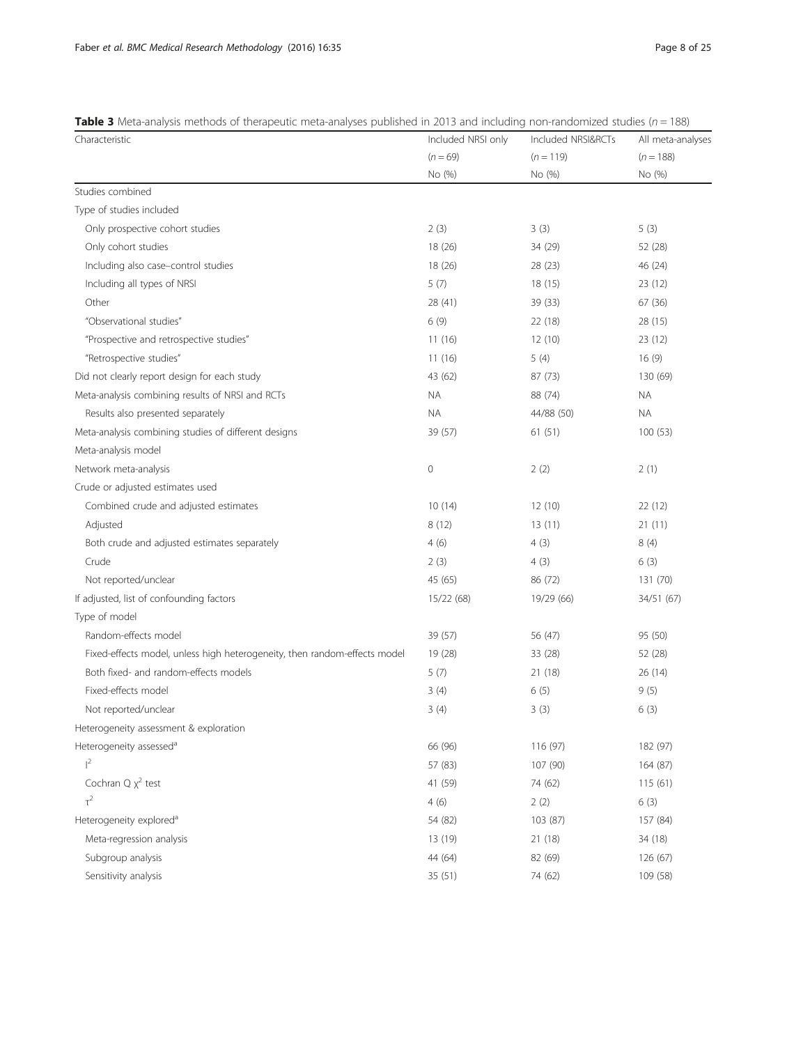**Table 3** Meta-analysis methods of therapeutic meta-analyses published in 2013 and including non-randomized studies ($n = 188$)

| Characteristic | Included NRSI only ($n = 69$) No (%) | Included NRSI&RCTs ($n = 119$) No (%) | All meta-analyses ($n = 188$) No (%) |
|---|---|---|---|
| Studies combined | | | |
| Type of studies included | | | |
| Only prospective cohort studies | 2 (3) | 3 (3) | 5 (3) |
| Only cohort studies | 18 (26) | 34 (29) | 52 (28) |
| Including also case–control studies | 18 (26) | 28 (23) | 46 (24) |
| Including all types of NRSI | 5 (7) | 18 (15) | 23 (12) |
| Other | 28 (41) | 39 (33) | 67 (36) |
| "Observational studies" | 6 (9) | 22 (18) | 28 (15) |
| "Prospective and retrospective studies" | 11 (16) | 12 (10) | 23 (12) |
| "Retrospective studies" | 11 (16) | 5 (4) | 16 (9) |
| Did not clearly report design for each study | 43 (62) | 87 (73) | 130 (69) |
| Meta-analysis combining results of NRSI and RCTs | NA | 88 (74) | NA |
| Results also presented separately | NA | 44/88 (50) | NA |
| Meta-analysis combining studies of different designs | 39 (57) | 61 (51) | 100 (53) |
| Meta-analysis model | | | |
| Network meta-analysis | 0 | 2 (2) | 2 (1) |
| Crude or adjusted estimates used | | | |
| Combined crude and adjusted estimates | 10 (14) | 12 (10) | 22 (12) |
| Adjusted | 8 (12) | 13 (11) | 21 (11) |
| Both crude and adjusted estimates separately | 4 (6) | 4 (3) | 8 (4) |
| Crude | 2 (3) | 4 (3) | 6 (3) |
| Not reported/unclear | 45 (65) | 86 (72) | 131 (70) |
| If adjusted, list of confounding factors | 15/22 (68) | 19/29 (66) | 34/51 (67) |
| Type of model | | | |
| Random-effects model | 39 (57) | 56 (47) | 95 (50) |
| Fixed-effects model, unless high heterogeneity, then random-effects model | 19 (28) | 33 (28) | 52 (28) |
| Both fixed- and random-effects models | 5 (7) | 21 (18) | 26 (14) |
| Fixed-effects model | 3 (4) | 6 (5) | 9 (5) |
| Not reported/unclear | 3 (4) | 3 (3) | 6 (3) |
| Heterogeneity assessment & exploration | | | |
| Heterogeneity assessed[a] | 66 (96) | 116 (97) | 182 (97) |
| $I^2$ | 57 (83) | 107 (90) | 164 (87) |
| Cochran Q $\chi^2$ test | 41 (59) | 74 (62) | 115 (61) |
| $\tau^2$ | 4 (6) | 2 (2) | 6 (3) |
| Heterogeneity explored[a] | 54 (82) | 103 (87) | 157 (84) |
| Meta-regression analysis | 13 (19) | 21 (18) | 34 (18) |
| Subgroup analysis | 44 (64) | 82 (69) | 126 (67) |
| Sensitivity analysis | 35 (51) | 74 (62) | 109 (58) |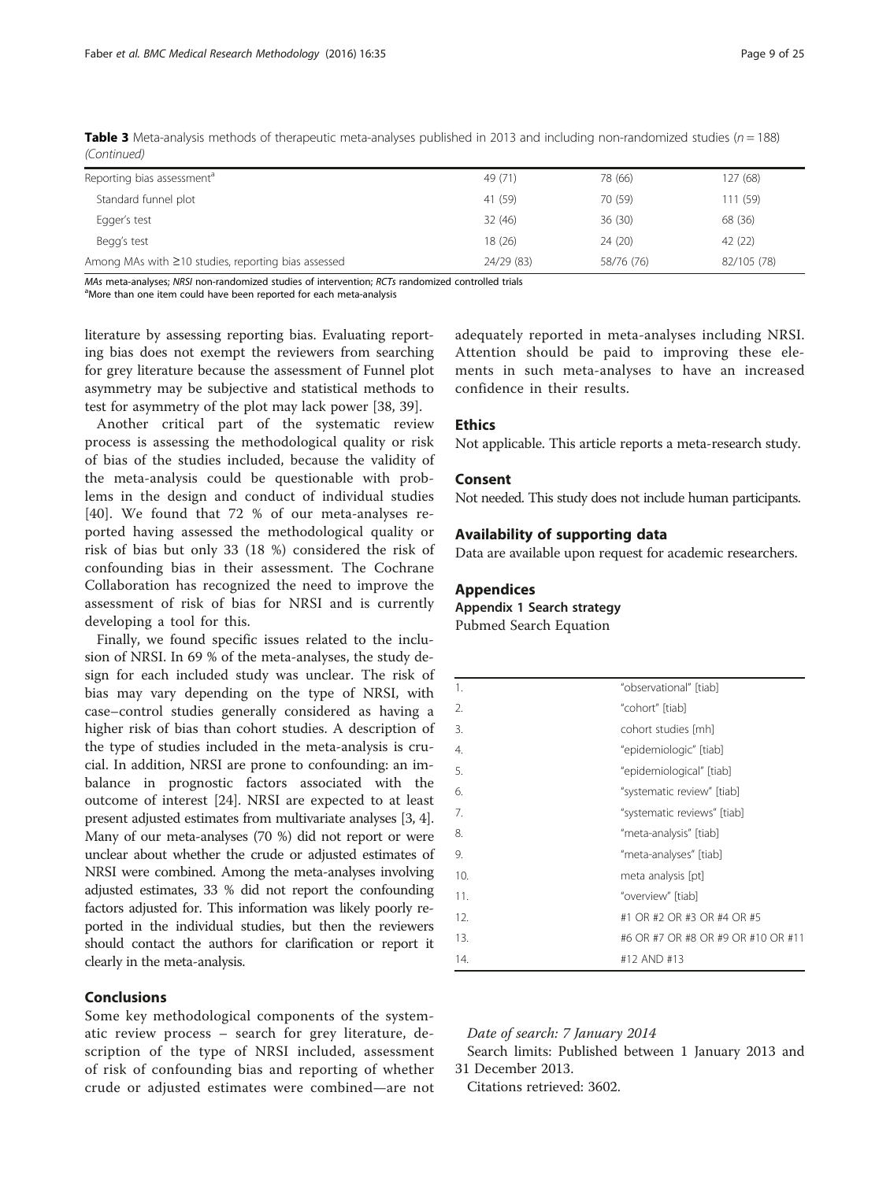**Table 3** Meta-analysis methods of therapeutic meta-analyses published in 2013 and including non-randomized studies ($n = 188$) *(Continued)*

| | | | |
|---|---|---|---|
| Reporting bias assessment[a] | 49 (71) | 78 (66) | 127 (68) |
| Standard funnel plot | 41 (59) | 70 (59) | 111 (59) |
| Egger's test | 32 (46) | 36 (30) | 68 (36) |
| Begg's test | 18 (26) | 24 (20) | 42 (22) |
| Among MAs with ≥10 studies, reporting bias assessed | 24/29 (83) | 58/76 (76) | 82/105 (78) |

*MAs* meta-analyses; *NRSI* non-randomized studies of intervention; *RCTs* randomized controlled trials
[a]More than one item could have been reported for each meta-analysis

literature by assessing reporting bias. Evaluating reporting bias does not exempt the reviewers from searching for grey literature because the assessment of Funnel plot asymmetry may be subjective and statistical methods to test for asymmetry of the plot may lack power [38, 39].

Another critical part of the systematic review process is assessing the methodological quality or risk of bias of the studies included, because the validity of the meta-analysis could be questionable with problems in the design and conduct of individual studies [40]. We found that 72 % of our meta-analyses reported having assessed the methodological quality or risk of bias but only 33 (18 %) considered the risk of confounding bias in their assessment. The Cochrane Collaboration has recognized the need to improve the assessment of risk of bias for NRSI and is currently developing a tool for this.

Finally, we found specific issues related to the inclusion of NRSI. In 69 % of the meta-analyses, the study design for each included study was unclear. The risk of bias may vary depending on the type of NRSI, with case–control studies generally considered as having a higher risk of bias than cohort studies. A description of the type of studies included in the meta-analysis is crucial. In addition, NRSI are prone to confounding: an imbalance in prognostic factors associated with the outcome of interest [24]. NRSI are expected to at least present adjusted estimates from multivariate analyses [3, 4]. Many of our meta-analyses (70 %) did not report or were unclear about whether the crude or adjusted estimates of NRSI were combined. Among the meta-analyses involving adjusted estimates, 33 % did not report the confounding factors adjusted for. This information was likely poorly reported in the individual studies, but then the reviewers should contact the authors for clarification or report it clearly in the meta-analysis.

## Conclusions

Some key methodological components of the systematic review process – search for grey literature, description of the type of NRSI included, assessment of risk of confounding bias and reporting of whether crude or adjusted estimates were combined—are not adequately reported in meta-analyses including NRSI. Attention should be paid to improving these elements in such meta-analyses to have an increased confidence in their results.

## Ethics

Not applicable. This article reports a meta-research study.

## Consent

Not needed. This study does not include human participants.

## Availability of supporting data

Data are available upon request for academic researchers.

## Appendices

### Appendix 1 Search strategy

Pubmed Search Equation

| | |
|---|---|
| 1. | "observational" [tiab] |
| 2. | "cohort" [tiab] |
| 3. | cohort studies [mh] |
| 4. | "epidemiologic" [tiab] |
| 5. | "epidemiological" [tiab] |
| 6. | "systematic review" [tiab] |
| 7. | "systematic reviews" [tiab] |
| 8. | "meta-analysis" [tiab] |
| 9. | "meta-analyses" [tiab] |
| 10. | meta analysis [pt] |
| 11. | "overview" [tiab] |
| 12. | #1 OR #2 OR #3 OR #4 OR #5 |
| 13. | #6 OR #7 OR #8 OR #9 OR #10 OR #11 |
| 14. | #12 AND #13 |

*Date of search: 7 January 2014*

Search limits: Published between 1 January 2013 and 31 December 2013.

Citations retrieved: 3602.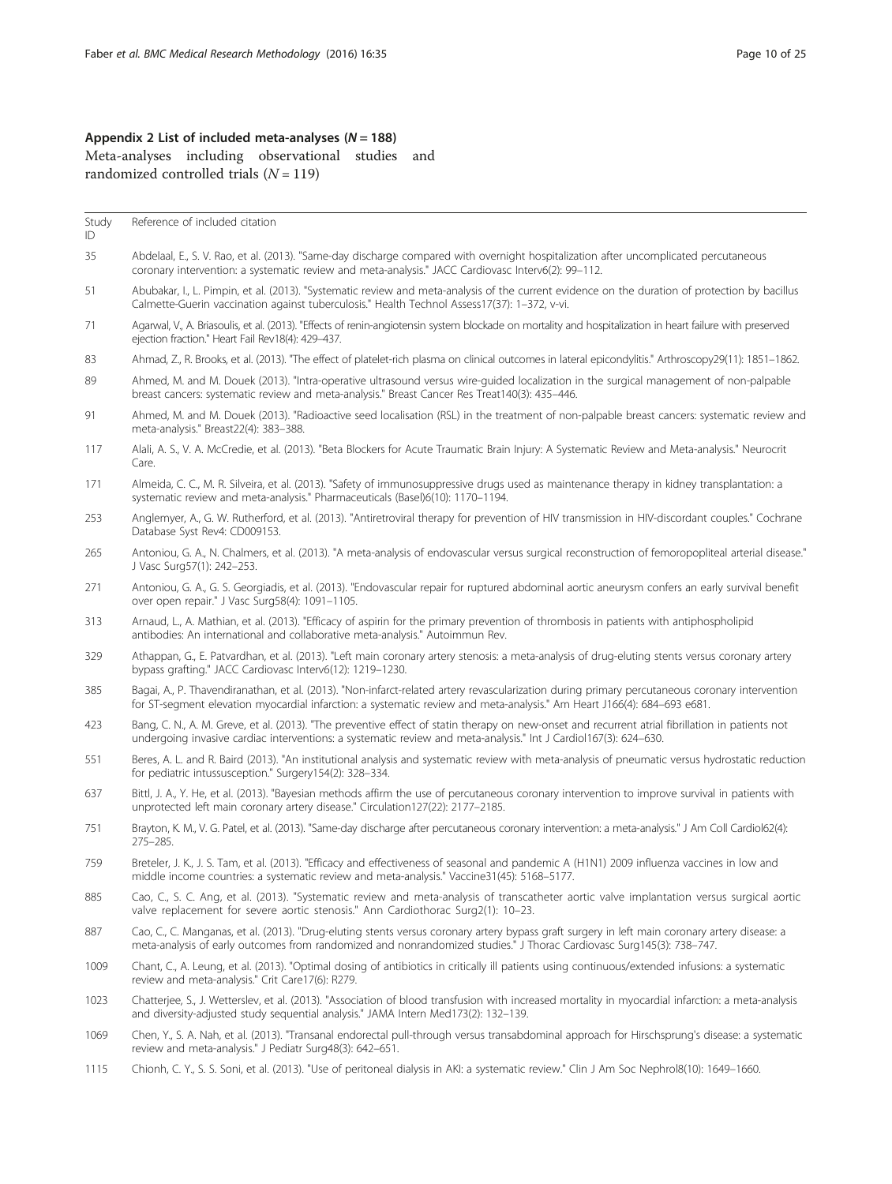## Appendix 2 List of included meta-analyses ($N = 188$)

Meta-analyses including observational studies and randomized controlled trials ($N = 119$)

| Study ID | Reference of included citation |
|---|---|
| 35 | Abdelaal, E., S. V. Rao, et al. (2013). "Same-day discharge compared with overnight hospitalization after uncomplicated percutaneous coronary intervention: a systematic review and meta-analysis." JACC Cardiovasc Interv6(2): 99–112. |
| 51 | Abubakar, I., L. Pimpin, et al. (2013). "Systematic review and meta-analysis of the current evidence on the duration of protection by bacillus Calmette-Guerin vaccination against tuberculosis." Health Technol Assess17(37): 1–372, v-vi. |
| 71 | Agarwal, V., A. Briasoulis, et al. (2013). "Effects of renin-angiotensin system blockade on mortality and hospitalization in heart failure with preserved ejection fraction." Heart Fail Rev18(4): 429–437. |
| 83 | Ahmad, Z., R. Brooks, et al. (2013). "The effect of platelet-rich plasma on clinical outcomes in lateral epicondylitis." Arthroscopy29(11): 1851–1862. |
| 89 | Ahmed, M. and M. Douek (2013). "Intra-operative ultrasound versus wire-guided localization in the surgical management of non-palpable breast cancers: systematic review and meta-analysis." Breast Cancer Res Treat140(3): 435–446. |
| 91 | Ahmed, M. and M. Douek (2013). "Radioactive seed localisation (RSL) in the treatment of non-palpable breast cancers: systematic review and meta-analysis." Breast22(4): 383–388. |
| 117 | Alali, A. S., V. A. McCredie, et al. (2013). "Beta Blockers for Acute Traumatic Brain Injury: A Systematic Review and Meta-analysis." Neurocrit Care. |
| 171 | Almeida, C. C., M. R. Silveira, et al. (2013). "Safety of immunosuppressive drugs used as maintenance therapy in kidney transplantation: a systematic review and meta-analysis." Pharmaceuticals (Basel)6(10): 1170–1194. |
| 253 | Anglemyer, A., G. W. Rutherford, et al. (2013). "Antiretroviral therapy for prevention of HIV transmission in HIV-discordant couples." Cochrane Database Syst Rev4: CD009153. |
| 265 | Antoniou, G. A., N. Chalmers, et al. (2013). "A meta-analysis of endovascular versus surgical reconstruction of femoropopliteal arterial disease." J Vasc Surg57(1): 242–253. |
| 271 | Antoniou, G. A., G. S. Georgiadis, et al. (2013). "Endovascular repair for ruptured abdominal aortic aneurysm confers an early survival benefit over open repair." J Vasc Surg58(4): 1091–1105. |
| 313 | Arnaud, L., A. Mathian, et al. (2013). "Efficacy of aspirin for the primary prevention of thrombosis in patients with antiphospholipid antibodies: An international and collaborative meta-analysis." Autoimmun Rev. |
| 329 | Athappan, G., E. Patvardhan, et al. (2013). "Left main coronary artery stenosis: a meta-analysis of drug-eluting stents versus coronary artery bypass grafting." JACC Cardiovasc Interv6(12): 1219–1230. |
| 385 | Bagai, A., P. Thavendiranathan, et al. (2013). "Non-infarct-related artery revascularization during primary percutaneous coronary intervention for ST-segment elevation myocardial infarction: a systematic review and meta-analysis." Am Heart J166(4): 684–693 e681. |
| 423 | Bang, C. N., A. M. Greve, et al. (2013). "The preventive effect of statin therapy on new-onset and recurrent atrial fibrillation in patients not undergoing invasive cardiac interventions: a systematic review and meta-analysis." Int J Cardiol167(3): 624–630. |
| 551 | Beres, A. L. and R. Baird (2013). "An institutional analysis and systematic review with meta-analysis of pneumatic versus hydrostatic reduction for pediatric intussusception." Surgery154(2): 328–334. |
| 637 | Bittl, J. A., Y. He, et al. (2013). "Bayesian methods affirm the use of percutaneous coronary intervention to improve survival in patients with unprotected left main coronary artery disease." Circulation127(22): 2177–2185. |
| 751 | Brayton, K. M., V. G. Patel, et al. (2013). "Same-day discharge after percutaneous coronary intervention: a meta-analysis." J Am Coll Cardiol62(4): 275–285. |
| 759 | Breteler, J. K., J. S. Tam, et al. (2013). "Efficacy and effectiveness of seasonal and pandemic A (H1N1) 2009 influenza vaccines in low and middle income countries: a systematic review and meta-analysis." Vaccine31(45): 5168–5177. |
| 885 | Cao, C., S. C. Ang, et al. (2013). "Systematic review and meta-analysis of transcatheter aortic valve implantation versus surgical aortic valve replacement for severe aortic stenosis." Ann Cardiothorac Surg2(1): 10–23. |
| 887 | Cao, C., C. Manganas, et al. (2013). "Drug-eluting stents versus coronary artery bypass graft surgery in left main coronary artery disease: a meta-analysis of early outcomes from randomized and nonrandomized studies." J Thorac Cardiovasc Surg145(3): 738–747. |
| 1009 | Chant, C., A. Leung, et al. (2013). "Optimal dosing of antibiotics in critically ill patients using continuous/extended infusions: a systematic review and meta-analysis." Crit Care17(6): R279. |
| 1023 | Chatterjee, S., J. Wetterslev, et al. (2013). "Association of blood transfusion with increased mortality in myocardial infarction: a meta-analysis and diversity-adjusted study sequential analysis." JAMA Intern Med173(2): 132–139. |
| 1069 | Chen, Y., S. A. Nah, et al. (2013). "Transanal endorectal pull-through versus transabdominal approach for Hirschsprung's disease: a systematic review and meta-analysis." J Pediatr Surg48(3): 642–651. |
| 1115 | Chionh, C. Y., S. S. Soni, et al. (2013). "Use of peritoneal dialysis in AKI: a systematic review." Clin J Am Soc Nephrol8(10): 1649–1660. |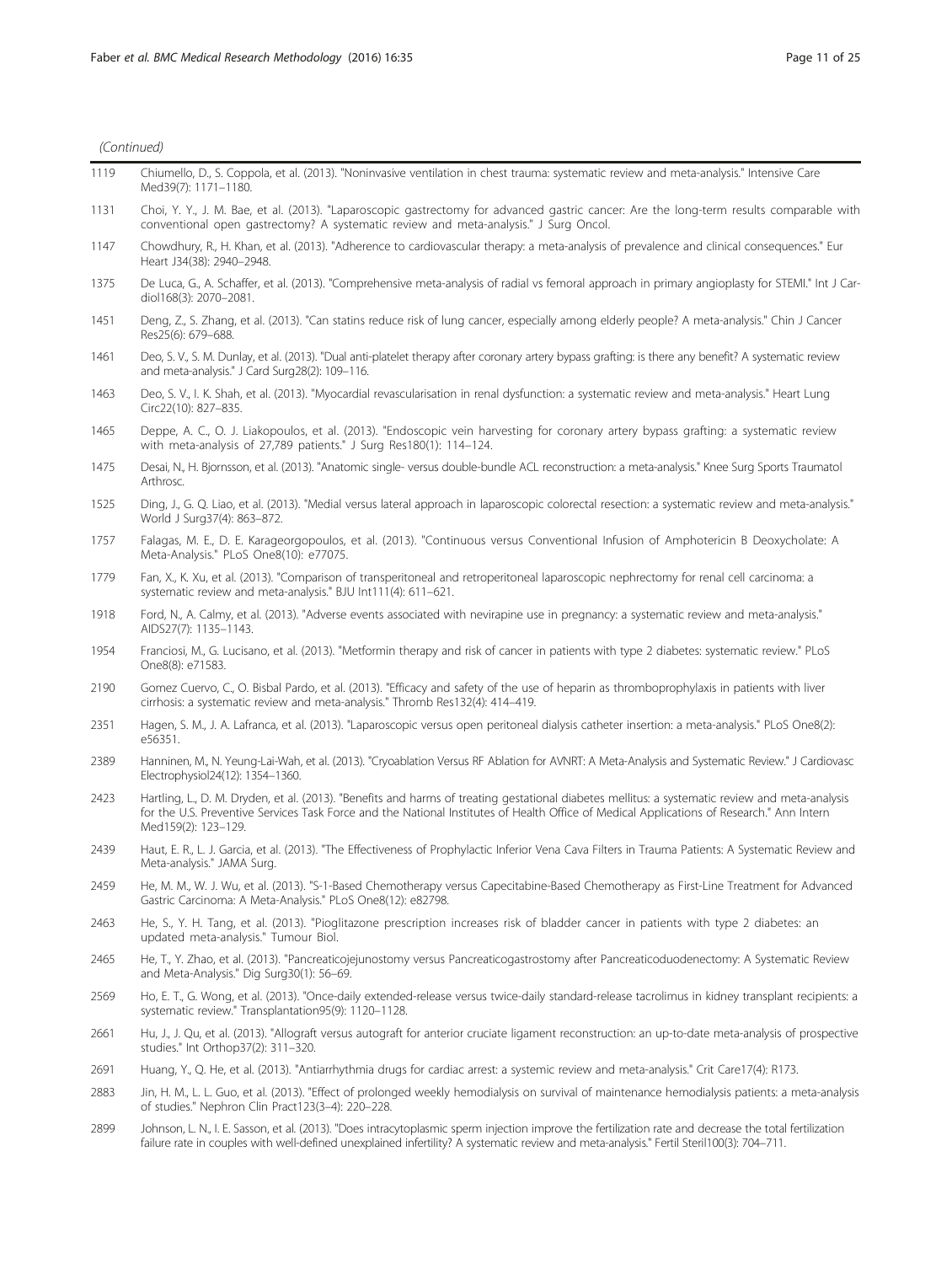(Continued)

| | |
|---|---|
| 1119 | Chiumello, D., S. Coppola, et al. (2013). "Noninvasive ventilation in chest trauma: systematic review and meta-analysis." Intensive Care Med39(7): 1171–1180. |
| 1131 | Choi, Y. Y., J. M. Bae, et al. (2013). "Laparoscopic gastrectomy for advanced gastric cancer: Are the long-term results comparable with conventional open gastrectomy? A systematic review and meta-analysis." J Surg Oncol. |
| 1147 | Chowdhury, R., H. Khan, et al. (2013). "Adherence to cardiovascular therapy: a meta-analysis of prevalence and clinical consequences." Eur Heart J34(38): 2940–2948. |
| 1375 | De Luca, G., A. Schaffer, et al. (2013). "Comprehensive meta-analysis of radial vs femoral approach in primary angioplasty for STEMI." Int J Cardiol168(3): 2070–2081. |
| 1451 | Deng, Z., S. Zhang, et al. (2013). "Can statins reduce risk of lung cancer, especially among elderly people? A meta-analysis." Chin J Cancer Res25(6): 679–688. |
| 1461 | Deo, S. V., S. M. Dunlay, et al. (2013). "Dual anti-platelet therapy after coronary artery bypass grafting: is there any benefit? A systematic review and meta-analysis." J Card Surg28(2): 109–116. |
| 1463 | Deo, S. V., I. K. Shah, et al. (2013). "Myocardial revascularisation in renal dysfunction: a systematic review and meta-analysis." Heart Lung Circ22(10): 827–835. |
| 1465 | Deppe, A. C., O. J. Liakopoulos, et al. (2013). "Endoscopic vein harvesting for coronary artery bypass grafting: a systematic review with meta-analysis of 27,789 patients." J Surg Res180(1): 114–124. |
| 1475 | Desai, N., H. Bjornsson, et al. (2013). "Anatomic single- versus double-bundle ACL reconstruction: a meta-analysis." Knee Surg Sports Traumatol Arthrosc. |
| 1525 | Ding, J., G. Q. Liao, et al. (2013). "Medial versus lateral approach in laparoscopic colorectal resection: a systematic review and meta-analysis." World J Surg37(4): 863–872. |
| 1757 | Falagas, M. E., D. E. Karageorgopoulos, et al. (2013). "Continuous versus Conventional Infusion of Amphotericin B Deoxycholate: A Meta-Analysis." PLoS One8(10): e77075. |
| 1779 | Fan, X., K. Xu, et al. (2013). "Comparison of transperitoneal and retroperitoneal laparoscopic nephrectomy for renal cell carcinoma: a systematic review and meta-analysis." BJU Int111(4): 611–621. |
| 1918 | Ford, N., A. Calmy, et al. (2013). "Adverse events associated with nevirapine use in pregnancy: a systematic review and meta-analysis." AIDS27(7): 1135–1143. |
| 1954 | Franciosi, M., G. Lucisano, et al. (2013). "Metformin therapy and risk of cancer in patients with type 2 diabetes: systematic review." PLoS One8(8): e71583. |
| 2190 | Gomez Cuervo, C., O. Bisbal Pardo, et al. (2013). "Efficacy and safety of the use of heparin as thromboprophylaxis in patients with liver cirrhosis: a systematic review and meta-analysis." Thromb Res132(4): 414–419. |
| 2351 | Hagen, S. M., J. A. Lafranca, et al. (2013). "Laparoscopic versus open peritoneal dialysis catheter insertion: a meta-analysis." PLoS One8(2): e56351. |
| 2389 | Hanninen, M., N. Yeung-Lai-Wah, et al. (2013). "Cryoablation Versus RF Ablation for AVNRT: A Meta-Analysis and Systematic Review." J Cardiovasc Electrophysiol24(12): 1354–1360. |
| 2423 | Hartling, L., D. M. Dryden, et al. (2013). "Benefits and harms of treating gestational diabetes mellitus: a systematic review and meta-analysis for the U.S. Preventive Services Task Force and the National Institutes of Health Office of Medical Applications of Research." Ann Intern Med159(2): 123–129. |
| 2439 | Haut, E. R., L. J. Garcia, et al. (2013). "The Effectiveness of Prophylactic Inferior Vena Cava Filters in Trauma Patients: A Systematic Review and Meta-analysis." JAMA Surg. |
| 2459 | He, M. M., W. J. Wu, et al. (2013). "S-1-Based Chemotherapy versus Capecitabine-Based Chemotherapy as First-Line Treatment for Advanced Gastric Carcinoma: A Meta-Analysis." PLoS One8(12): e82798. |
| 2463 | He, S., Y. H. Tang, et al. (2013). "Pioglitazone prescription increases risk of bladder cancer in patients with type 2 diabetes: an updated meta-analysis." Tumour Biol. |
| 2465 | He, T., Y. Zhao, et al. (2013). "Pancreaticojejunostomy versus Pancreaticogastrostomy after Pancreaticoduodenectomy: A Systematic Review and Meta-Analysis." Dig Surg30(1): 56–69. |
| 2569 | Ho, E. T., G. Wong, et al. (2013). "Once-daily extended-release versus twice-daily standard-release tacrolimus in kidney transplant recipients: a systematic review." Transplantation95(9): 1120–1128. |
| 2661 | Hu, J., J. Qu, et al. (2013). "Allograft versus autograft for anterior cruciate ligament reconstruction: an up-to-date meta-analysis of prospective studies." Int Orthop37(2): 311–320. |
| 2691 | Huang, Y., Q. He, et al. (2013). "Antiarrhythmia drugs for cardiac arrest: a systemic review and meta-analysis." Crit Care17(4): R173. |
| 2883 | Jin, H. M., L. L. Guo, et al. (2013). "Effect of prolonged weekly hemodialysis on survival of maintenance hemodialysis patients: a meta-analysis of studies." Nephron Clin Pract123(3–4): 220–228. |
| 2899 | Johnson, L. N., I. E. Sasson, et al. (2013). "Does intracytoplasmic sperm injection improve the fertilization rate and decrease the total fertilization failure rate in couples with well-defined unexplained infertility? A systematic review and meta-analysis." Fertil Steril100(3): 704–711. |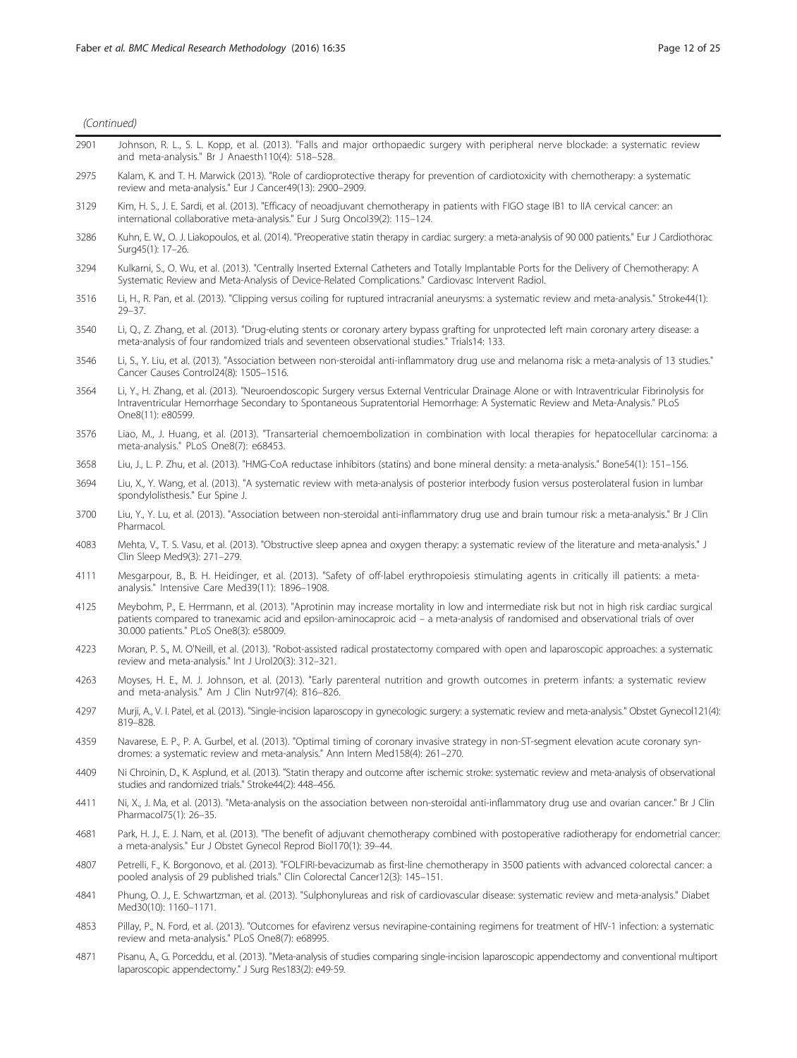(Continued)

| | |
|---|---|
| 2901 | Johnson, R. L., S. L. Kopp, et al. (2013). "Falls and major orthopaedic surgery with peripheral nerve blockade: a systematic review and meta-analysis." Br J Anaesth110(4): 518–528. |
| 2975 | Kalam, K. and T. H. Marwick (2013). "Role of cardioprotective therapy for prevention of cardiotoxicity with chemotherapy: a systematic review and meta-analysis." Eur J Cancer49(13): 2900–2909. |
| 3129 | Kim, H. S., J. E. Sardi, et al. (2013). "Efficacy of neoadjuvant chemotherapy in patients with FIGO stage IB1 to IIA cervical cancer: an international collaborative meta-analysis." Eur J Surg Oncol39(2): 115–124. |
| 3286 | Kuhn, E. W., O. J. Liakopoulos, et al. (2014). "Preoperative statin therapy in cardiac surgery: a meta-analysis of 90 000 patients." Eur J Cardiothorac Surg45(1): 17–26. |
| 3294 | Kulkarni, S., O. Wu, et al. (2013). "Centrally Inserted External Catheters and Totally Implantable Ports for the Delivery of Chemotherapy: A Systematic Review and Meta-Analysis of Device-Related Complications." Cardiovasc Intervent Radiol. |
| 3516 | Li, H., R. Pan, et al. (2013). "Clipping versus coiling for ruptured intracranial aneurysms: a systematic review and meta-analysis." Stroke44(1): 29–37. |
| 3540 | Li, Q., Z. Zhang, et al. (2013). "Drug-eluting stents or coronary artery bypass grafting for unprotected left main coronary artery disease: a meta-analysis of four randomized trials and seventeen observational studies." Trials14: 133. |
| 3546 | Li, S., Y. Liu, et al. (2013). "Association between non-steroidal anti-inflammatory drug use and melanoma risk: a meta-analysis of 13 studies." Cancer Causes Control24(8): 1505–1516. |
| 3564 | Li, Y., H. Zhang, et al. (2013). "Neuroendoscopic Surgery versus External Ventricular Drainage Alone or with Intraventricular Fibrinolysis for Intraventricular Hemorrhage Secondary to Spontaneous Supratentorial Hemorrhage: A Systematic Review and Meta-Analysis." PLoS One8(11): e80599. |
| 3576 | Liao, M., J. Huang, et al. (2013). "Transarterial chemoembolization in combination with local therapies for hepatocellular carcinoma: a meta-analysis." PLoS One8(7): e68453. |
| 3658 | Liu, J., L. P. Zhu, et al. (2013). "HMG-CoA reductase inhibitors (statins) and bone mineral density: a meta-analysis." Bone54(1): 151–156. |
| 3694 | Liu, X., Y. Wang, et al. (2013). "A systematic review with meta-analysis of posterior interbody fusion versus posterolateral fusion in lumbar spondylolisthesis." Eur Spine J. |
| 3700 | Liu, Y., Y. Lu, et al. (2013). "Association between non-steroidal anti-inflammatory drug use and brain tumour risk: a meta-analysis." Br J Clin Pharmacol. |
| 4083 | Mehta, V., T. S. Vasu, et al. (2013). "Obstructive sleep apnea and oxygen therapy: a systematic review of the literature and meta-analysis." J Clin Sleep Med9(3): 271–279. |
| 4111 | Mesgarpour, B., B. H. Heidinger, et al. (2013). "Safety of off-label erythropoiesis stimulating agents in critically ill patients: a meta-analysis." Intensive Care Med39(11): 1896–1908. |
| 4125 | Meybohm, P., E. Herrmann, et al. (2013). "Aprotinin may increase mortality in low and intermediate risk but not in high risk cardiac surgical patients compared to tranexamic acid and epsilon-aminocaproic acid – a meta-analysis of randomised and observational trials of over 30.000 patients." PLoS One8(3): e58009. |
| 4223 | Moran, P. S., M. O'Neill, et al. (2013). "Robot-assisted radical prostatectomy compared with open and laparoscopic approaches: a systematic review and meta-analysis." Int J Urol20(3): 312–321. |
| 4263 | Moyses, H. E., M. J. Johnson, et al. (2013). "Early parenteral nutrition and growth outcomes in preterm infants: a systematic review and meta-analysis." Am J Clin Nutr97(4): 816–826. |
| 4297 | Murji, A., V. I. Patel, et al. (2013). "Single-incision laparoscopy in gynecologic surgery: a systematic review and meta-analysis." Obstet Gynecol121(4): 819–828. |
| 4359 | Navarese, E. P., P. A. Gurbel, et al. (2013). "Optimal timing of coronary invasive strategy in non-ST-segment elevation acute coronary syndromes: a systematic review and meta-analysis." Ann Intern Med158(4): 261–270. |
| 4409 | Ni Chroinin, D., K. Asplund, et al. (2013). "Statin therapy and outcome after ischemic stroke: systematic review and meta-analysis of observational studies and randomized trials." Stroke44(2): 448–456. |
| 4411 | Ni, X., J. Ma, et al. (2013). "Meta-analysis on the association between non-steroidal anti-inflammatory drug use and ovarian cancer." Br J Clin Pharmacol75(1): 26–35. |
| 4681 | Park, H. J., E. J. Nam, et al. (2013). "The benefit of adjuvant chemotherapy combined with postoperative radiotherapy for endometrial cancer: a meta-analysis." Eur J Obstet Gynecol Reprod Biol170(1): 39–44. |
| 4807 | Petrelli, F., K. Borgonovo, et al. (2013). "FOLFIRI-bevacizumab as first-line chemotherapy in 3500 patients with advanced colorectal cancer: a pooled analysis of 29 published trials." Clin Colorectal Cancer12(3): 145–151. |
| 4841 | Phung, O. J., E. Schwartzman, et al. (2013). "Sulphonylureas and risk of cardiovascular disease: systematic review and meta-analysis." Diabet Med30(10): 1160–1171. |
| 4853 | Pillay, P., N. Ford, et al. (2013). "Outcomes for efavirenz versus nevirapine-containing regimens for treatment of HIV-1 infection: a systematic review and meta-analysis." PLoS One8(7): e68995. |
| 4871 | Pisanu, A., G. Porceddu, et al. (2013). "Meta-analysis of studies comparing single-incision laparoscopic appendectomy and conventional multiport laparoscopic appendectomy." J Surg Res183(2): e49-59. |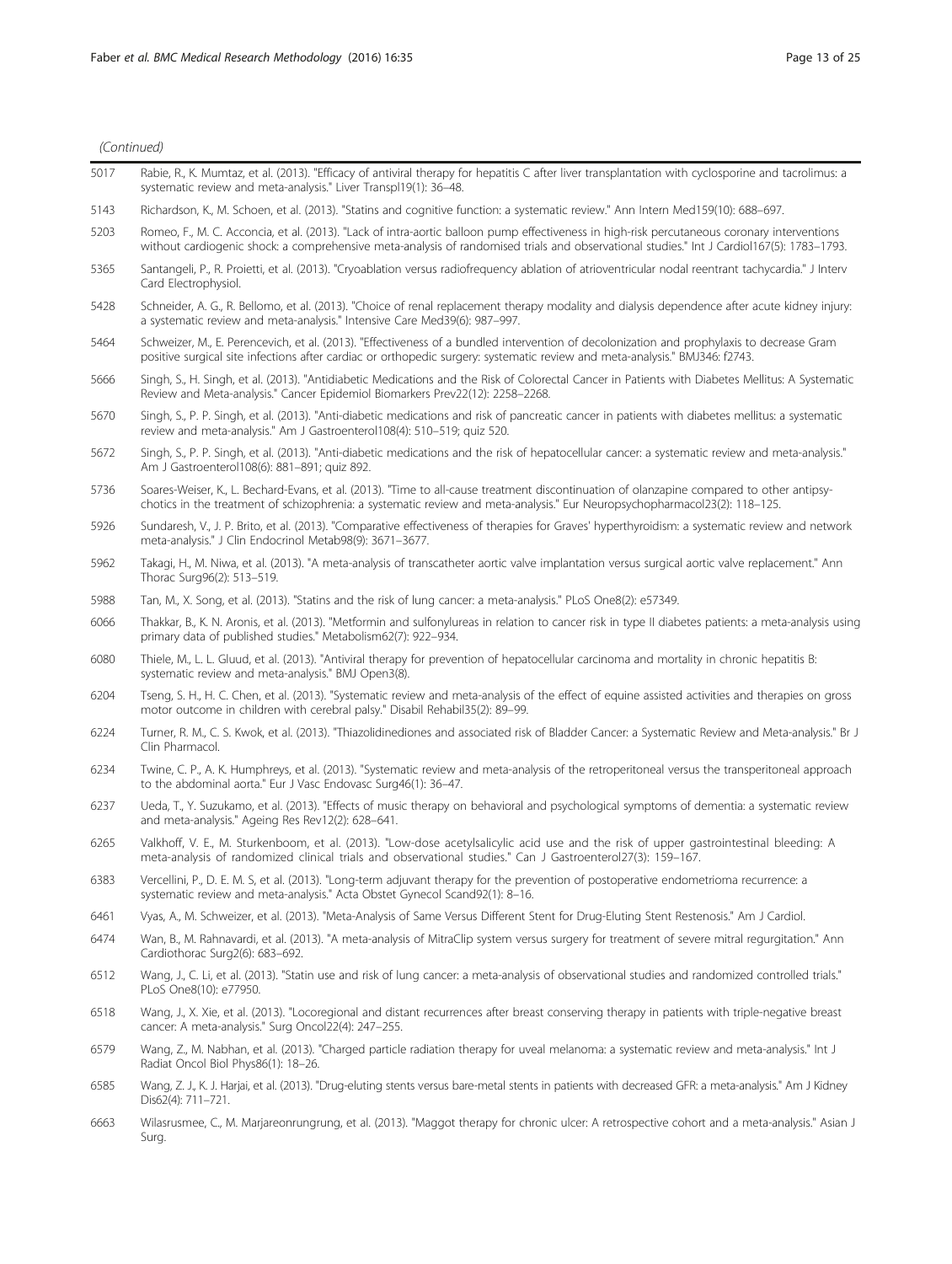(Continued)

| | |
|---|---|
| 5017 | Rabie, R., K. Mumtaz, et al. (2013). "Efficacy of antiviral therapy for hepatitis C after liver transplantation with cyclosporine and tacrolimus: a systematic review and meta-analysis." Liver Transpl19(1): 36–48. |
| 5143 | Richardson, K., M. Schoen, et al. (2013). "Statins and cognitive function: a systematic review." Ann Intern Med159(10): 688–697. |
| 5203 | Romeo, F., M. C. Acconcia, et al. (2013). "Lack of intra-aortic balloon pump effectiveness in high-risk percutaneous coronary interventions without cardiogenic shock: a comprehensive meta-analysis of randomised trials and observational studies." Int J Cardiol167(5): 1783–1793. |
| 5365 | Santangeli, P., R. Proietti, et al. (2013). "Cryoablation versus radiofrequency ablation of atrioventricular nodal reentrant tachycardia." J Interv Card Electrophysiol. |
| 5428 | Schneider, A. G., R. Bellomo, et al. (2013). "Choice of renal replacement therapy modality and dialysis dependence after acute kidney injury: a systematic review and meta-analysis." Intensive Care Med39(6): 987–997. |
| 5464 | Schweizer, M., E. Perencevich, et al. (2013). "Effectiveness of a bundled intervention of decolonization and prophylaxis to decrease Gram positive surgical site infections after cardiac or orthopedic surgery: systematic review and meta-analysis." BMJ346: f2743. |
| 5666 | Singh, S., H. Singh, et al. (2013). "Antidiabetic Medications and the Risk of Colorectal Cancer in Patients with Diabetes Mellitus: A Systematic Review and Meta-analysis." Cancer Epidemiol Biomarkers Prev22(12): 2258–2268. |
| 5670 | Singh, S., P. P. Singh, et al. (2013). "Anti-diabetic medications and risk of pancreatic cancer in patients with diabetes mellitus: a systematic review and meta-analysis." Am J Gastroenterol108(4): 510–519; quiz 520. |
| 5672 | Singh, S., P. P. Singh, et al. (2013). "Anti-diabetic medications and the risk of hepatocellular cancer: a systematic review and meta-analysis." Am J Gastroenterol108(6): 881–891; quiz 892. |
| 5736 | Soares-Weiser, K., L. Bechard-Evans, et al. (2013). "Time to all-cause treatment discontinuation of olanzapine compared to other antipsychotics in the treatment of schizophrenia: a systematic review and meta-analysis." Eur Neuropsychopharmacol23(2): 118–125. |
| 5926 | Sundaresh, V., J. P. Brito, et al. (2013). "Comparative effectiveness of therapies for Graves' hyperthyroidism: a systematic review and network meta-analysis." J Clin Endocrinol Metab98(9): 3671–3677. |
| 5962 | Takagi, H., M. Niwa, et al. (2013). "A meta-analysis of transcatheter aortic valve implantation versus surgical aortic valve replacement." Ann Thorac Surg96(2): 513–519. |
| 5988 | Tan, M., X. Song, et al. (2013). "Statins and the risk of lung cancer: a meta-analysis." PLoS One8(2): e57349. |
| 6066 | Thakkar, B., K. N. Aronis, et al. (2013). "Metformin and sulfonylureas in relation to cancer risk in type II diabetes patients: a meta-analysis using primary data of published studies." Metabolism62(7): 922–934. |
| 6080 | Thiele, M., L. L. Gluud, et al. (2013). "Antiviral therapy for prevention of hepatocellular carcinoma and mortality in chronic hepatitis B: systematic review and meta-analysis." BMJ Open3(8). |
| 6204 | Tseng, S. H., H. C. Chen, et al. (2013). "Systematic review and meta-analysis of the effect of equine assisted activities and therapies on gross motor outcome in children with cerebral palsy." Disabil Rehabil35(2): 89–99. |
| 6224 | Turner, R. M., C. S. Kwok, et al. (2013). "Thiazolidinediones and associated risk of Bladder Cancer: a Systematic Review and Meta-analysis." Br J Clin Pharmacol. |
| 6234 | Twine, C. P., A. K. Humphreys, et al. (2013). "Systematic review and meta-analysis of the retroperitoneal versus the transperitoneal approach to the abdominal aorta." Eur J Vasc Endovasc Surg46(1): 36–47. |
| 6237 | Ueda, T., Y. Suzukamo, et al. (2013). "Effects of music therapy on behavioral and psychological symptoms of dementia: a systematic review and meta-analysis." Ageing Res Rev12(2): 628–641. |
| 6265 | Valkhoff, V. E., M. Sturkenboom, et al. (2013). "Low-dose acetylsalicylic acid use and the risk of upper gastrointestinal bleeding: A meta-analysis of randomized clinical trials and observational studies." Can J Gastroenterol27(3): 159–167. |
| 6383 | Vercellini, P., D. E. M. S, et al. (2013). "Long-term adjuvant therapy for the prevention of postoperative endometrioma recurrence: a systematic review and meta-analysis." Acta Obstet Gynecol Scand92(1): 8–16. |
| 6461 | Vyas, A., M. Schweizer, et al. (2013). "Meta-Analysis of Same Versus Different Stent for Drug-Eluting Stent Restenosis." Am J Cardiol. |
| 6474 | Wan, B., M. Rahnavardi, et al. (2013). "A meta-analysis of MitraClip system versus surgery for treatment of severe mitral regurgitation." Ann Cardiothorac Surg2(6): 683–692. |
| 6512 | Wang, J., C. Li, et al. (2013). "Statin use and risk of lung cancer: a meta-analysis of observational studies and randomized controlled trials." PLoS One8(10): e77950. |
| 6518 | Wang, J., X. Xie, et al. (2013). "Locoregional and distant recurrences after breast conserving therapy in patients with triple-negative breast cancer: A meta-analysis." Surg Oncol22(4): 247–255. |
| 6579 | Wang, Z., M. Nabhan, et al. (2013). "Charged particle radiation therapy for uveal melanoma: a systematic review and meta-analysis." Int J Radiat Oncol Biol Phys86(1): 18–26. |
| 6585 | Wang, Z. J., K. J. Harjai, et al. (2013). "Drug-eluting stents versus bare-metal stents in patients with decreased GFR: a meta-analysis." Am J Kidney Dis62(4): 711–721. |
| 6663 | Wilasrusmee, C., M. Marjareonrungrung, et al. (2013). "Maggot therapy for chronic ulcer: A retrospective cohort and a meta-analysis." Asian J Surg. |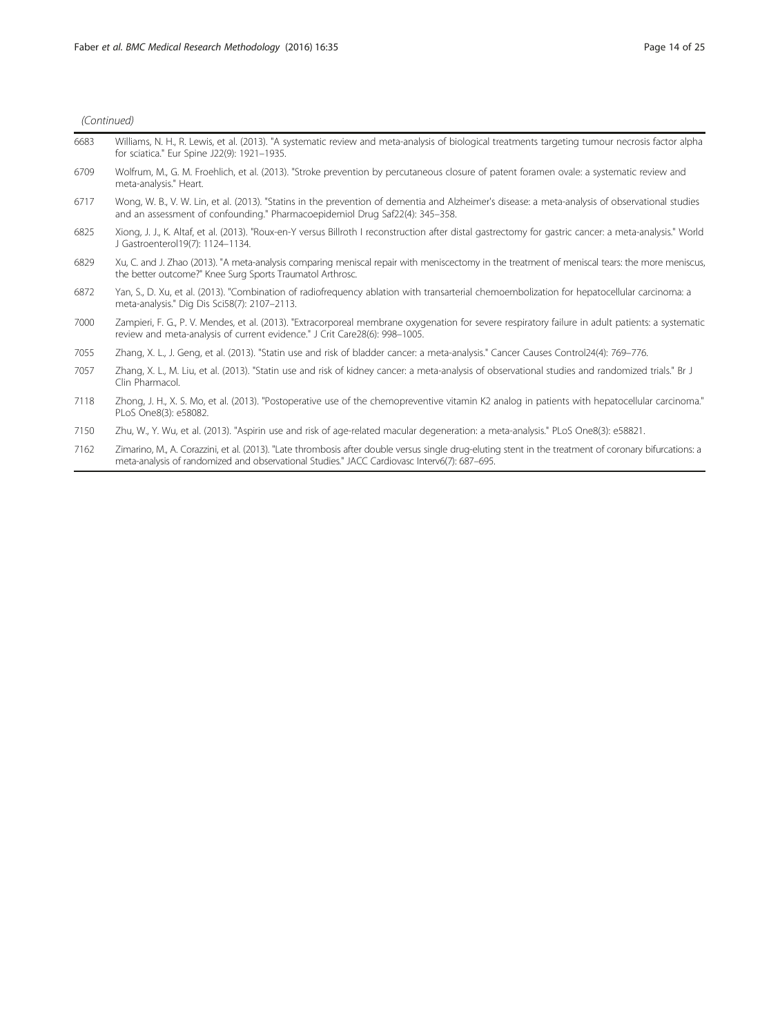(Continued)

| | |
|---|---|
| 6683 | Williams, N. H., R. Lewis, et al. (2013). "A systematic review and meta-analysis of biological treatments targeting tumour necrosis factor alpha for sciatica." Eur Spine J22(9): 1921–1935. |
| 6709 | Wolfrum, M., G. M. Froehlich, et al. (2013). "Stroke prevention by percutaneous closure of patent foramen ovale: a systematic review and meta-analysis." Heart. |
| 6717 | Wong, W. B., V. W. Lin, et al. (2013). "Statins in the prevention of dementia and Alzheimer's disease: a meta-analysis of observational studies and an assessment of confounding." Pharmacoepidemiol Drug Saf22(4): 345–358. |
| 6825 | Xiong, J. J., K. Altaf, et al. (2013). "Roux-en-Y versus Billroth I reconstruction after distal gastrectomy for gastric cancer: a meta-analysis." World J Gastroenterol19(7): 1124–1134. |
| 6829 | Xu, C. and J. Zhao (2013). "A meta-analysis comparing meniscal repair with meniscectomy in the treatment of meniscal tears: the more meniscus, the better outcome?" Knee Surg Sports Traumatol Arthrosc. |
| 6872 | Yan, S., D. Xu, et al. (2013). "Combination of radiofrequency ablation with transarterial chemoembolization for hepatocellular carcinoma: a meta-analysis." Dig Dis Sci58(7): 2107–2113. |
| 7000 | Zampieri, F. G., P. V. Mendes, et al. (2013). "Extracorporeal membrane oxygenation for severe respiratory failure in adult patients: a systematic review and meta-analysis of current evidence." J Crit Care28(6): 998–1005. |
| 7055 | Zhang, X. L., J. Geng, et al. (2013). "Statin use and risk of bladder cancer: a meta-analysis." Cancer Causes Control24(4): 769–776. |
| 7057 | Zhang, X. L., M. Liu, et al. (2013). "Statin use and risk of kidney cancer: a meta-analysis of observational studies and randomized trials." Br J Clin Pharmacol. |
| 7118 | Zhong, J. H., X. S. Mo, et al. (2013). "Postoperative use of the chemopreventive vitamin K2 analog in patients with hepatocellular carcinoma." PLoS One8(3): e58082. |
| 7150 | Zhu, W., Y. Wu, et al. (2013). "Aspirin use and risk of age-related macular degeneration: a meta-analysis." PLoS One8(3): e58821. |
| 7162 | Zimarino, M., A. Corazzini, et al. (2013). "Late thrombosis after double versus single drug-eluting stent in the treatment of coronary bifurcations: a meta-analysis of randomized and observational Studies." JACC Cardiovasc Interv6(7): 687–695. |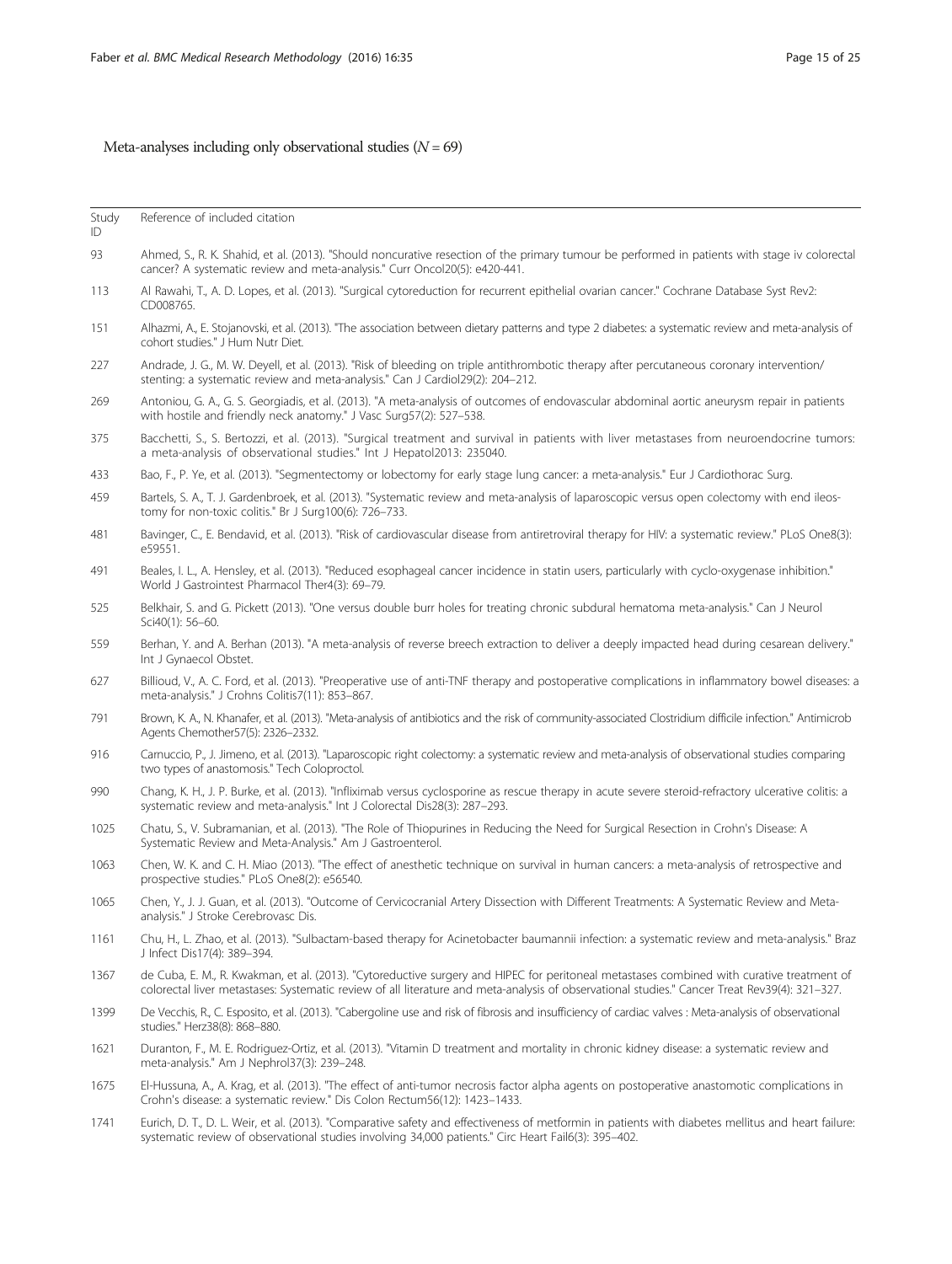## Meta-analyses including only observational studies ($N = 69$)

| Study ID | Reference of included citation |
|---|---|
| 93 | Ahmed, S., R. K. Shahid, et al. (2013). "Should noncurative resection of the primary tumour be performed in patients with stage iv colorectal cancer? A systematic review and meta-analysis." Curr Oncol20(5): e420-441. |
| 113 | Al Rawahi, T., A. D. Lopes, et al. (2013). "Surgical cytoreduction for recurrent epithelial ovarian cancer." Cochrane Database Syst Rev2: CD008765. |
| 151 | Alhazmi, A., E. Stojanovski, et al. (2013). "The association between dietary patterns and type 2 diabetes: a systematic review and meta-analysis of cohort studies." J Hum Nutr Diet. |
| 227 | Andrade, J. G., M. W. Deyell, et al. (2013). "Risk of bleeding on triple antithrombotic therapy after percutaneous coronary intervention/ stenting: a systematic review and meta-analysis." Can J Cardiol29(2): 204–212. |
| 269 | Antoniou, G. A., G. S. Georgiadis, et al. (2013). "A meta-analysis of outcomes of endovascular abdominal aortic aneurysm repair in patients with hostile and friendly neck anatomy." J Vasc Surg57(2): 527–538. |
| 375 | Bacchetti, S., S. Bertozzi, et al. (2013). "Surgical treatment and survival in patients with liver metastases from neuroendocrine tumors: a meta-analysis of observational studies." Int J Hepatol2013: 235040. |
| 433 | Bao, F., P. Ye, et al. (2013). "Segmentectomy or lobectomy for early stage lung cancer: a meta-analysis." Eur J Cardiothorac Surg. |
| 459 | Bartels, S. A., T. J. Gardenbroek, et al. (2013). "Systematic review and meta-analysis of laparoscopic versus open colectomy with end ileostomy for non-toxic colitis." Br J Surg100(6): 726–733. |
| 481 | Bavinger, C., E. Bendavid, et al. (2013). "Risk of cardiovascular disease from antiretroviral therapy for HIV: a systematic review." PLoS One8(3): e59551. |
| 491 | Beales, I. L., A. Hensley, et al. (2013). "Reduced esophageal cancer incidence in statin users, particularly with cyclo-oxygenase inhibition." World J Gastrointest Pharmacol Ther4(3): 69–79. |
| 525 | Belkhair, S. and G. Pickett (2013). "One versus double burr holes for treating chronic subdural hematoma meta-analysis." Can J Neurol Sci40(1): 56–60. |
| 559 | Berhan, Y. and A. Berhan (2013). "A meta-analysis of reverse breech extraction to deliver a deeply impacted head during cesarean delivery." Int J Gynaecol Obstet. |
| 627 | Billioud, V., A. C. Ford, et al. (2013). "Preoperative use of anti-TNF therapy and postoperative complications in inflammatory bowel diseases: a meta-analysis." J Crohns Colitis7(11): 853–867. |
| 791 | Brown, K. A., N. Khanafer, et al. (2013). "Meta-analysis of antibiotics and the risk of community-associated Clostridium difficile infection." Antimicrob Agents Chemother57(5): 2326–2332. |
| 916 | Carnuccio, P., J. Jimeno, et al. (2013). "Laparoscopic right colectomy: a systematic review and meta-analysis of observational studies comparing two types of anastomosis." Tech Coloproctol. |
| 990 | Chang, K. H., J. P. Burke, et al. (2013). "Infliximab versus cyclosporine as rescue therapy in acute severe steroid-refractory ulcerative colitis: a systematic review and meta-analysis." Int J Colorectal Dis28(3): 287–293. |
| 1025 | Chatu, S., V. Subramanian, et al. (2013). "The Role of Thiopurines in Reducing the Need for Surgical Resection in Crohn's Disease: A Systematic Review and Meta-Analysis." Am J Gastroenterol. |
| 1063 | Chen, W. K. and C. H. Miao (2013). "The effect of anesthetic technique on survival in human cancers: a meta-analysis of retrospective and prospective studies." PLoS One8(2): e56540. |
| 1065 | Chen, Y., J. J. Guan, et al. (2013). "Outcome of Cervicocranial Artery Dissection with Different Treatments: A Systematic Review and Meta-analysis." J Stroke Cerebrovasc Dis. |
| 1161 | Chu, H., L. Zhao, et al. (2013). "Sulbactam-based therapy for Acinetobacter baumannii infection: a systematic review and meta-analysis." Braz J Infect Dis17(4): 389–394. |
| 1367 | de Cuba, E. M., R. Kwakman, et al. (2013). "Cytoreductive surgery and HIPEC for peritoneal metastases combined with curative treatment of colorectal liver metastases: Systematic review of all literature and meta-analysis of observational studies." Cancer Treat Rev39(4): 321–327. |
| 1399 | De Vecchis, R., C. Esposito, et al. (2013). "Cabergoline use and risk of fibrosis and insufficiency of cardiac valves : Meta-analysis of observational studies." Herz38(8): 868–880. |
| 1621 | Duranton, F., M. E. Rodriguez-Ortiz, et al. (2013). "Vitamin D treatment and mortality in chronic kidney disease: a systematic review and meta-analysis." Am J Nephrol37(3): 239–248. |
| 1675 | El-Hussuna, A., A. Krag, et al. (2013). "The effect of anti-tumor necrosis factor alpha agents on postoperative anastomotic complications in Crohn's disease: a systematic review." Dis Colon Rectum56(12): 1423–1433. |
| 1741 | Eurich, D. T., D. L. Weir, et al. (2013). "Comparative safety and effectiveness of metformin in patients with diabetes mellitus and heart failure: systematic review of observational studies involving 34,000 patients." Circ Heart Fail6(3): 395–402. |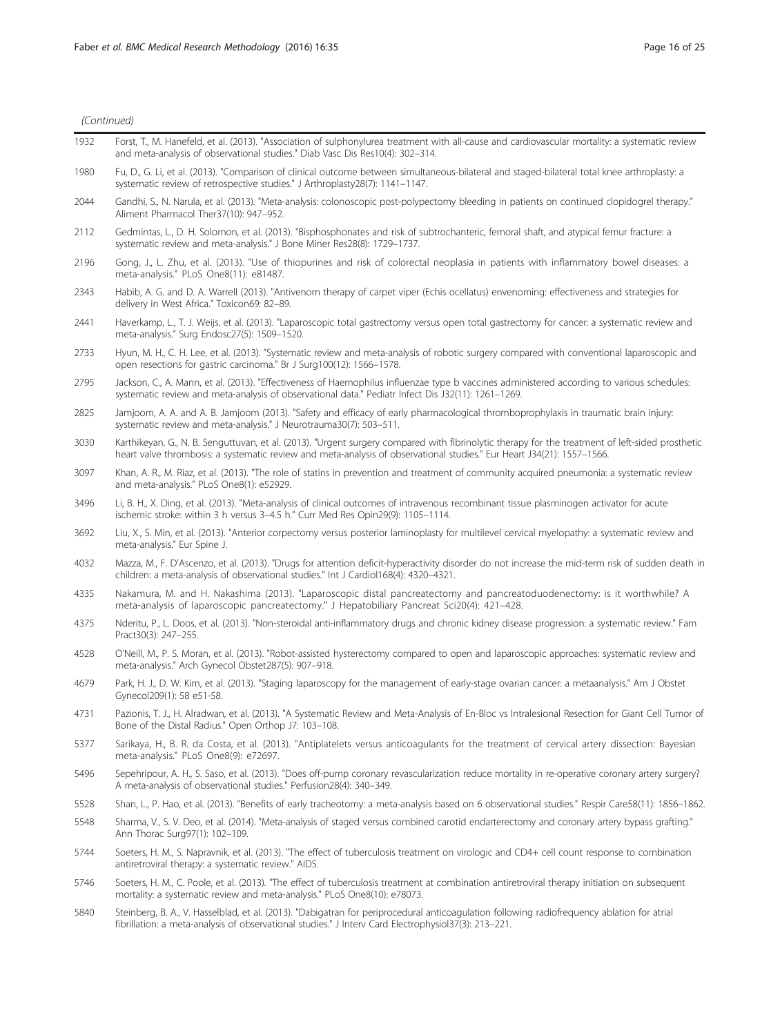(Continued)

| | |
|---|---|
| 1932 | Forst, T., M. Hanefeld, et al. (2013). "Association of sulphonylurea treatment with all-cause and cardiovascular mortality: a systematic review and meta-analysis of observational studies." Diab Vasc Dis Res10(4): 302–314. |
| 1980 | Fu, D., G. Li, et al. (2013). "Comparison of clinical outcome between simultaneous-bilateral and staged-bilateral total knee arthroplasty: a systematic review of retrospective studies." J Arthroplasty28(7): 1141–1147. |
| 2044 | Gandhi, S., N. Narula, et al. (2013). "Meta-analysis: colonoscopic post-polypectomy bleeding in patients on continued clopidogrel therapy." Aliment Pharmacol Ther37(10): 947–952. |
| 2112 | Gedmintas, L., D. H. Solomon, et al. (2013). "Bisphosphonates and risk of subtrochanteric, femoral shaft, and atypical femur fracture: a systematic review and meta-analysis." J Bone Miner Res28(8): 1729–1737. |
| 2196 | Gong, J., L. Zhu, et al. (2013). "Use of thiopurines and risk of colorectal neoplasia in patients with inflammatory bowel diseases: a meta-analysis." PLoS One8(11): e81487. |
| 2343 | Habib, A. G. and D. A. Warrell (2013). "Antivenom therapy of carpet viper (Echis ocellatus) envenoming: effectiveness and strategies for delivery in West Africa." Toxicon69: 82–89. |
| 2441 | Haverkamp, L., T. J. Weijs, et al. (2013). "Laparoscopic total gastrectomy versus open total gastrectomy for cancer: a systematic review and meta-analysis." Surg Endosc27(5): 1509–1520. |
| 2733 | Hyun, M. H., C. H. Lee, et al. (2013). "Systematic review and meta-analysis of robotic surgery compared with conventional laparoscopic and open resections for gastric carcinoma." Br J Surg100(12): 1566–1578. |
| 2795 | Jackson, C., A. Mann, et al. (2013). "Effectiveness of Haemophilus influenzae type b vaccines administered according to various schedules: systematic review and meta-analysis of observational data." Pediatr Infect Dis J32(11): 1261–1269. |
| 2825 | Jamjoom, A. A. and A. B. Jamjoom (2013). "Safety and efficacy of early pharmacological thromboprophylaxis in traumatic brain injury: systematic review and meta-analysis." J Neurotrauma30(7): 503–511. |
| 3030 | Karthikeyan, G., N. B. Senguttuvan, et al. (2013). "Urgent surgery compared with fibrinolytic therapy for the treatment of left-sided prosthetic heart valve thrombosis: a systematic review and meta-analysis of observational studies." Eur Heart J34(21): 1557–1566. |
| 3097 | Khan, A. R., M. Riaz, et al. (2013). "The role of statins in prevention and treatment of community acquired pneumonia: a systematic review and meta-analysis." PLoS One8(1): e52929. |
| 3496 | Li, B. H., X. Ding, et al. (2013). "Meta-analysis of clinical outcomes of intravenous recombinant tissue plasminogen activator for acute ischemic stroke: within 3 h versus 3–4.5 h." Curr Med Res Opin29(9): 1105–1114. |
| 3692 | Liu, X., S. Min, et al. (2013). "Anterior corpectomy versus posterior laminoplasty for multilevel cervical myelopathy: a systematic review and meta-analysis." Eur Spine J. |
| 4032 | Mazza, M., F. D'Ascenzo, et al. (2013). "Drugs for attention deficit-hyperactivity disorder do not increase the mid-term risk of sudden death in children: a meta-analysis of observational studies." Int J Cardiol168(4): 4320–4321. |
| 4335 | Nakamura, M. and H. Nakashima (2013). "Laparoscopic distal pancreatectomy and pancreatoduodenectomy: is it worthwhile? A meta-analysis of laparoscopic pancreatectomy." J Hepatobiliary Pancreat Sci20(4): 421–428. |
| 4375 | Nderitu, P., L. Doos, et al. (2013). "Non-steroidal anti-inflammatory drugs and chronic kidney disease progression: a systematic review." Fam Pract30(3): 247–255. |
| 4528 | O'Neill, M., P. S. Moran, et al. (2013). "Robot-assisted hysterectomy compared to open and laparoscopic approaches: systematic review and meta-analysis." Arch Gynecol Obstet287(5): 907–918. |
| 4679 | Park, H. J., D. W. Kim, et al. (2013). "Staging laparoscopy for the management of early-stage ovarian cancer: a metaanalysis." Am J Obstet Gynecol209(1): 58 e51-58. |
| 4731 | Pazionis, T. J., H. Alradwan, et al. (2013). "A Systematic Review and Meta-Analysis of En-Bloc vs Intralesional Resection for Giant Cell Tumor of Bone of the Distal Radius." Open Orthop J7: 103–108. |
| 5377 | Sarikaya, H., B. R. da Costa, et al. (2013). "Antiplatelets versus anticoagulants for the treatment of cervical artery dissection: Bayesian meta-analysis." PLoS One8(9): e72697. |
| 5496 | Sepehripour, A. H., S. Saso, et al. (2013). "Does off-pump coronary revascularization reduce mortality in re-operative coronary artery surgery? A meta-analysis of observational studies." Perfusion28(4): 340–349. |
| 5528 | Shan, L., P. Hao, et al. (2013). "Benefits of early tracheotomy: a meta-analysis based on 6 observational studies." Respir Care58(11): 1856–1862. |
| 5548 | Sharma, V., S. V. Deo, et al. (2014). "Meta-analysis of staged versus combined carotid endarterectomy and coronary artery bypass grafting." Ann Thorac Surg97(1): 102–109. |
| 5744 | Soeters, H. M., S. Napravnik, et al. (2013). "The effect of tuberculosis treatment on virologic and CD4+ cell count response to combination antiretroviral therapy: a systematic review." AIDS. |
| 5746 | Soeters, H. M., C. Poole, et al. (2013). "The effect of tuberculosis treatment at combination antiretroviral therapy initiation on subsequent mortality: a systematic review and meta-analysis." PLoS One8(10): e78073. |
| 5840 | Steinberg, B. A., V. Hasselblad, et al. (2013). "Dabigatran for periprocedural anticoagulation following radiofrequency ablation for atrial fibrillation: a meta-analysis of observational studies." J Interv Card Electrophysiol37(3): 213–221. |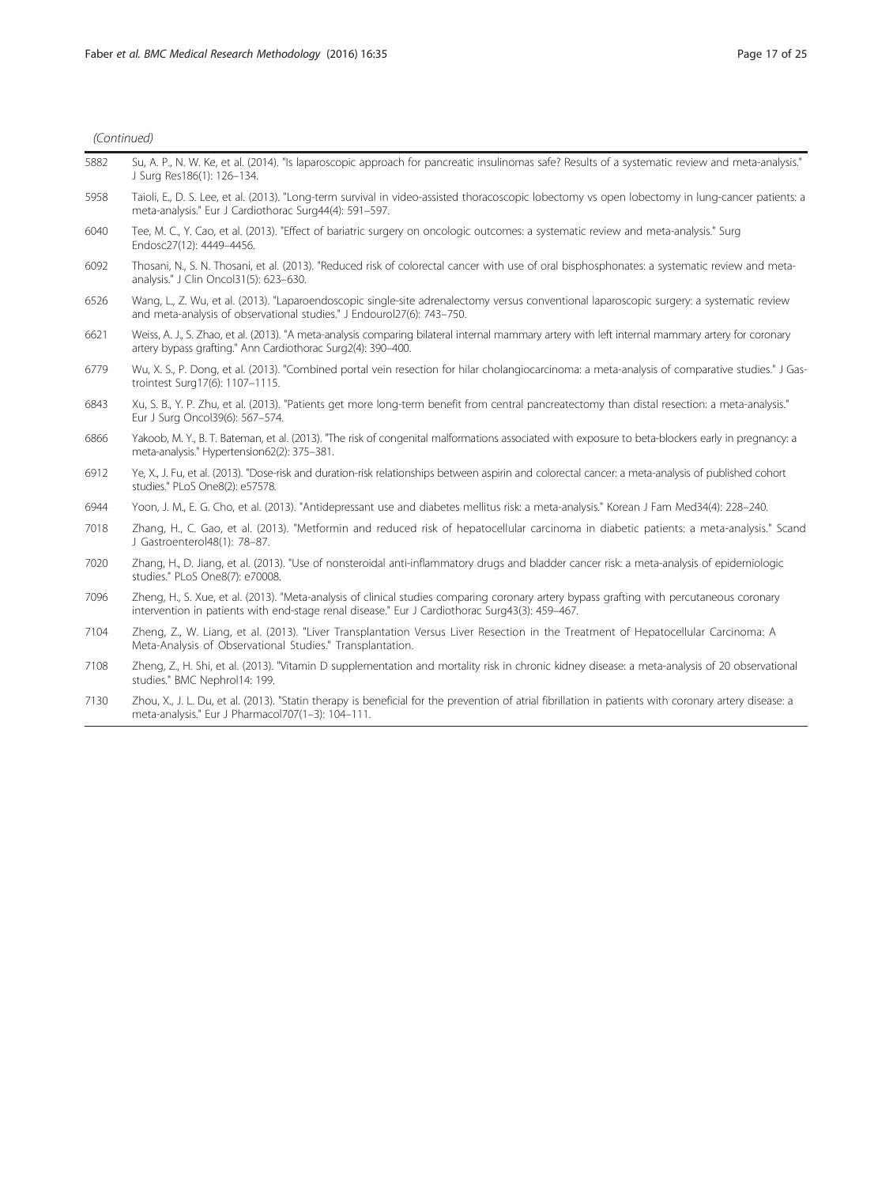(Continued)

| | |
|---|---|
| 5882 | Su, A. P., N. W. Ke, et al. (2014). "Is laparoscopic approach for pancreatic insulinomas safe? Results of a systematic review and meta-analysis." J Surg Res186(1): 126–134. |
| 5958 | Taioli, E., D. S. Lee, et al. (2013). "Long-term survival in video-assisted thoracoscopic lobectomy vs open lobectomy in lung-cancer patients: a meta-analysis." Eur J Cardiothorac Surg44(4): 591–597. |
| 6040 | Tee, M. C., Y. Cao, et al. (2013). "Effect of bariatric surgery on oncologic outcomes: a systematic review and meta-analysis." Surg Endosc27(12): 4449–4456. |
| 6092 | Thosani, N., S. N. Thosani, et al. (2013). "Reduced risk of colorectal cancer with use of oral bisphosphonates: a systematic review and meta-analysis." J Clin Oncol31(5): 623–630. |
| 6526 | Wang, L., Z. Wu, et al. (2013). "Laparoendoscopic single-site adrenalectomy versus conventional laparoscopic surgery: a systematic review and meta-analysis of observational studies." J Endourol27(6): 743–750. |
| 6621 | Weiss, A. J., S. Zhao, et al. (2013). "A meta-analysis comparing bilateral internal mammary artery with left internal mammary artery for coronary artery bypass grafting." Ann Cardiothorac Surg2(4): 390–400. |
| 6779 | Wu, X. S., P. Dong, et al. (2013). "Combined portal vein resection for hilar cholangiocarcinoma: a meta-analysis of comparative studies." J Gastrointest Surg17(6): 1107–1115. |
| 6843 | Xu, S. B., Y. P. Zhu, et al. (2013). "Patients get more long-term benefit from central pancreatectomy than distal resection: a meta-analysis." Eur J Surg Oncol39(6): 567–574. |
| 6866 | Yakoob, M. Y., B. T. Bateman, et al. (2013). "The risk of congenital malformations associated with exposure to beta-blockers early in pregnancy: a meta-analysis." Hypertension62(2): 375–381. |
| 6912 | Ye, X., J. Fu, et al. (2013). "Dose-risk and duration-risk relationships between aspirin and colorectal cancer: a meta-analysis of published cohort studies." PLoS One8(2): e57578. |
| 6944 | Yoon, J. M., E. G. Cho, et al. (2013). "Antidepressant use and diabetes mellitus risk: a meta-analysis." Korean J Fam Med34(4): 228–240. |
| 7018 | Zhang, H., C. Gao, et al. (2013). "Metformin and reduced risk of hepatocellular carcinoma in diabetic patients: a meta-analysis." Scand J Gastroenterol48(1): 78–87. |
| 7020 | Zhang, H., D. Jiang, et al. (2013). "Use of nonsteroidal anti-inflammatory drugs and bladder cancer risk: a meta-analysis of epidemiologic studies." PLoS One8(7): e70008. |
| 7096 | Zheng, H., S. Xue, et al. (2013). "Meta-analysis of clinical studies comparing coronary artery bypass grafting with percutaneous coronary intervention in patients with end-stage renal disease." Eur J Cardiothorac Surg43(3): 459–467. |
| 7104 | Zheng, Z., W. Liang, et al. (2013). "Liver Transplantation Versus Liver Resection in the Treatment of Hepatocellular Carcinoma: A Meta-Analysis of Observational Studies." Transplantation. |
| 7108 | Zheng, Z., H. Shi, et al. (2013). "Vitamin D supplementation and mortality risk in chronic kidney disease: a meta-analysis of 20 observational studies." BMC Nephrol14: 199. |
| 7130 | Zhou, X., J. L. Du, et al. (2013). "Statin therapy is beneficial for the prevention of atrial fibrillation in patients with coronary artery disease: a meta-analysis." Eur J Pharmacol707(1–3): 104–111. |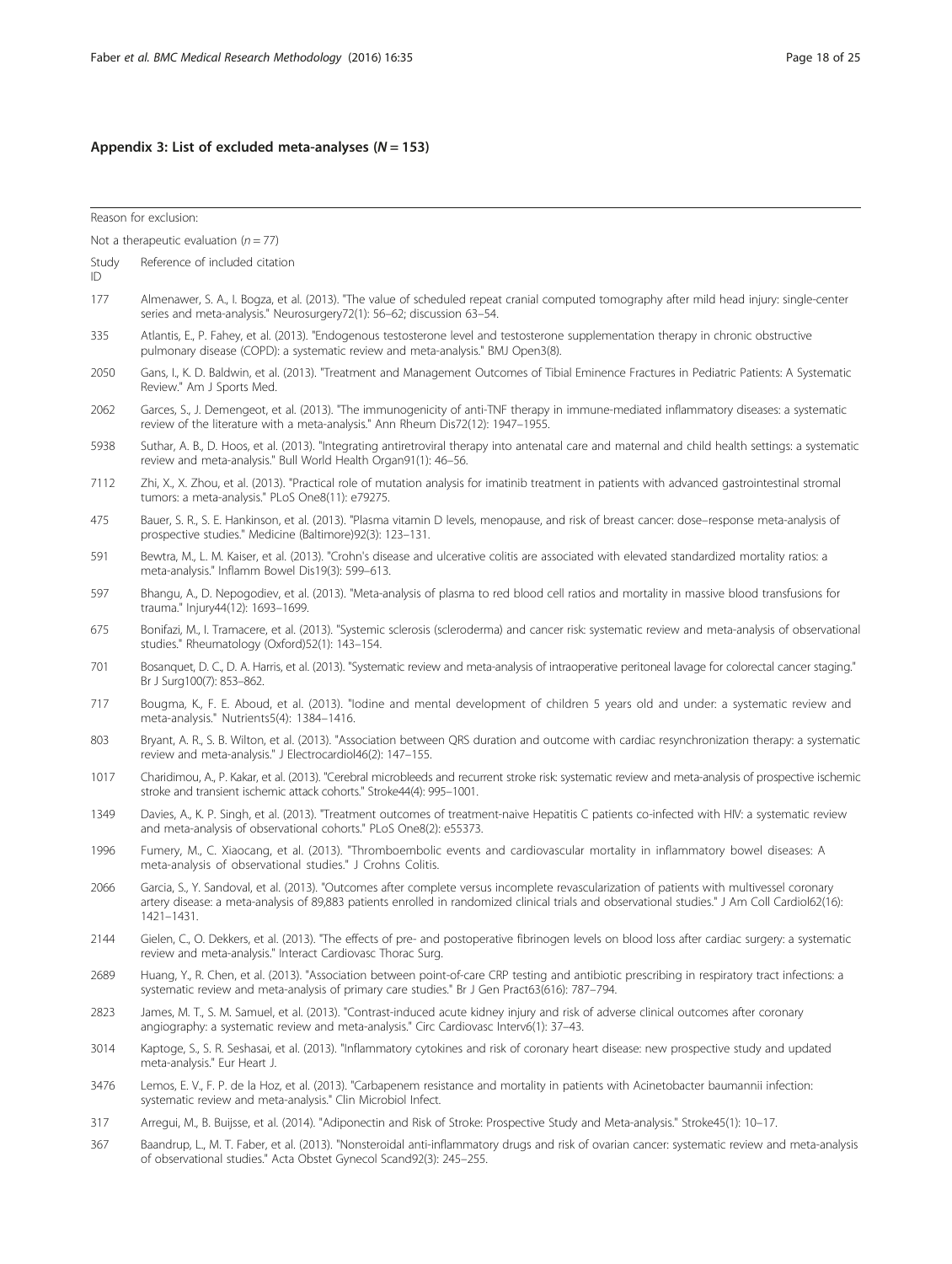### Appendix 3: List of excluded meta-analyses (*N* = 153)

Reason for exclusion:

Not a therapeutic evaluation (*n* = 77)

| Study ID | Reference of included citation |
|---|---|
| 177 | Almenawer, S. A., I. Bogza, et al. (2013). "The value of scheduled repeat cranial computed tomography after mild head injury: single-center series and meta-analysis." Neurosurgery72(1): 56–62; discussion 63–54. |
| 335 | Atlantis, E., P. Fahey, et al. (2013). "Endogenous testosterone level and testosterone supplementation therapy in chronic obstructive pulmonary disease (COPD): a systematic review and meta-analysis." BMJ Open3(8). |
| 2050 | Gans, I., K. D. Baldwin, et al. (2013). "Treatment and Management Outcomes of Tibial Eminence Fractures in Pediatric Patients: A Systematic Review." Am J Sports Med. |
| 2062 | Garces, S., J. Demengeot, et al. (2013). "The immunogenicity of anti-TNF therapy in immune-mediated inflammatory diseases: a systematic review of the literature with a meta-analysis." Ann Rheum Dis72(12): 1947–1955. |
| 5938 | Suthar, A. B., D. Hoos, et al. (2013). "Integrating antiretroviral therapy into antenatal care and maternal and child health settings: a systematic review and meta-analysis." Bull World Health Organ91(1): 46–56. |
| 7112 | Zhi, X., X. Zhou, et al. (2013). "Practical role of mutation analysis for imatinib treatment in patients with advanced gastrointestinal stromal tumors: a meta-analysis." PLoS One8(11): e79275. |
| 475 | Bauer, S. R., S. E. Hankinson, et al. (2013). "Plasma vitamin D levels, menopause, and risk of breast cancer: dose–response meta-analysis of prospective studies." Medicine (Baltimore)92(3): 123–131. |
| 591 | Bewtra, M., L. M. Kaiser, et al. (2013). "Crohn's disease and ulcerative colitis are associated with elevated standardized mortality ratios: a meta-analysis." Inflamm Bowel Dis19(3): 599–613. |
| 597 | Bhangu, A., D. Nepogodiev, et al. (2013). "Meta-analysis of plasma to red blood cell ratios and mortality in massive blood transfusions for trauma." Injury44(12): 1693–1699. |
| 675 | Bonifazi, M., I. Tramacere, et al. (2013). "Systemic sclerosis (scleroderma) and cancer risk: systematic review and meta-analysis of observational studies." Rheumatology (Oxford)52(1): 143–154. |
| 701 | Bosanquet, D. C., D. A. Harris, et al. (2013). "Systematic review and meta-analysis of intraoperative peritoneal lavage for colorectal cancer staging." Br J Surg100(7): 853–862. |
| 717 | Bougma, K., F. E. Aboud, et al. (2013). "Iodine and mental development of children 5 years old and under: a systematic review and meta-analysis." Nutrients5(4): 1384–1416. |
| 803 | Bryant, A. R., S. B. Wilton, et al. (2013). "Association between QRS duration and outcome with cardiac resynchronization therapy: a systematic review and meta-analysis." J Electrocardiol46(2): 147–155. |
| 1017 | Charidimou, A., P. Kakar, et al. (2013). "Cerebral microbleeds and recurrent stroke risk: systematic review and meta-analysis of prospective ischemic stroke and transient ischemic attack cohorts." Stroke44(4): 995–1001. |
| 1349 | Davies, A., K. P. Singh, et al. (2013). "Treatment outcomes of treatment-naive Hepatitis C patients co-infected with HIV: a systematic review and meta-analysis of observational cohorts." PLoS One8(2): e55373. |
| 1996 | Fumery, M., C. Xiaocang, et al. (2013). "Thromboembolic events and cardiovascular mortality in inflammatory bowel diseases: A meta-analysis of observational studies." J Crohns Colitis. |
| 2066 | Garcia, S., Y. Sandoval, et al. (2013). "Outcomes after complete versus incomplete revascularization of patients with multivessel coronary artery disease: a meta-analysis of 89,883 patients enrolled in randomized clinical trials and observational studies." J Am Coll Cardiol62(16): 1421–1431. |
| 2144 | Gielen, C., O. Dekkers, et al. (2013). "The effects of pre- and postoperative fibrinogen levels on blood loss after cardiac surgery: a systematic review and meta-analysis." Interact Cardiovasc Thorac Surg. |
| 2689 | Huang, Y., R. Chen, et al. (2013). "Association between point-of-care CRP testing and antibiotic prescribing in respiratory tract infections: a systematic review and meta-analysis of primary care studies." Br J Gen Pract63(616): 787–794. |
| 2823 | James, M. T., S. M. Samuel, et al. (2013). "Contrast-induced acute kidney injury and risk of adverse clinical outcomes after coronary angiography: a systematic review and meta-analysis." Circ Cardiovasc Interv6(1): 37–43. |
| 3014 | Kaptoge, S., S. R. Seshasai, et al. (2013). "Inflammatory cytokines and risk of coronary heart disease: new prospective study and updated meta-analysis." Eur Heart J. |
| 3476 | Lemos, E. V., F. P. de la Hoz, et al. (2013). "Carbapenem resistance and mortality in patients with Acinetobacter baumannii infection: systematic review and meta-analysis." Clin Microbiol Infect. |
| 317 | Arregui, M., B. Buijsse, et al. (2014). "Adiponectin and Risk of Stroke: Prospective Study and Meta-analysis." Stroke45(1): 10–17. |
| 367 | Baandrup, L., M. T. Faber, et al. (2013). "Nonsteroidal anti-inflammatory drugs and risk of ovarian cancer: systematic review and meta-analysis of observational studies." Acta Obstet Gynecol Scand92(3): 245–255. |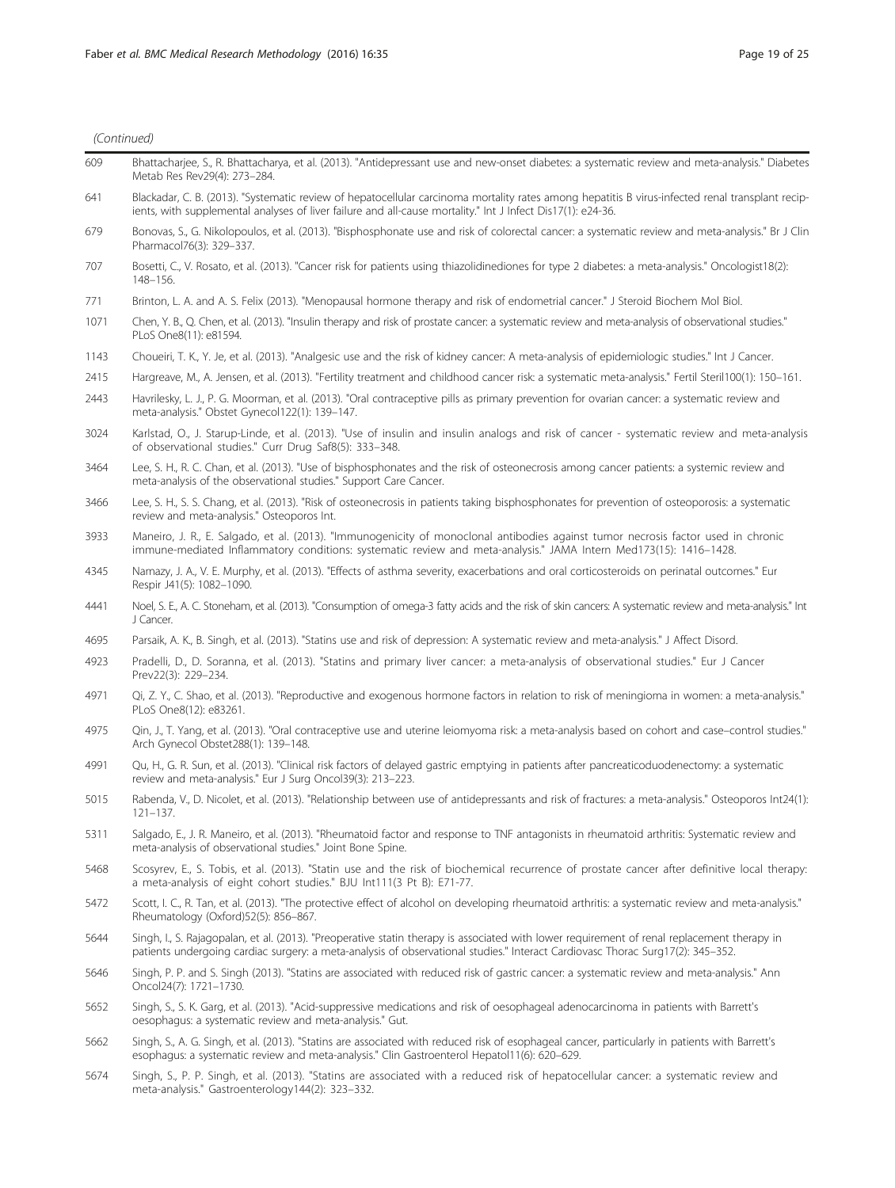(Continued)

| | |
|---|---|
| 609 | Bhattacharjee, S., R. Bhattacharya, et al. (2013). "Antidepressant use and new-onset diabetes: a systematic review and meta-analysis." Diabetes Metab Res Rev29(4): 273–284. |
| 641 | Blackadar, C. B. (2013). "Systematic review of hepatocellular carcinoma mortality rates among hepatitis B virus-infected renal transplant recipients, with supplemental analyses of liver failure and all-cause mortality." Int J Infect Dis17(1): e24-36. |
| 679 | Bonovas, S., G. Nikolopoulos, et al. (2013). "Bisphosphonate use and risk of colorectal cancer: a systematic review and meta-analysis." Br J Clin Pharmacol76(3): 329–337. |
| 707 | Bosetti, C., V. Rosato, et al. (2013). "Cancer risk for patients using thiazolidinediones for type 2 diabetes: a meta-analysis." Oncologist18(2): 148–156. |
| 771 | Brinton, L. A. and A. S. Felix (2013). "Menopausal hormone therapy and risk of endometrial cancer." J Steroid Biochem Mol Biol. |
| 1071 | Chen, Y. B., Q. Chen, et al. (2013). "Insulin therapy and risk of prostate cancer: a systematic review and meta-analysis of observational studies." PLoS One8(11): e81594. |
| 1143 | Choueiri, T. K., Y. Je, et al. (2013). "Analgesic use and the risk of kidney cancer: A meta-analysis of epidemiologic studies." Int J Cancer. |
| 2415 | Hargreave, M., A. Jensen, et al. (2013). "Fertility treatment and childhood cancer risk: a systematic meta-analysis." Fertil Steril100(1): 150–161. |
| 2443 | Havrilesky, L. J., P. G. Moorman, et al. (2013). "Oral contraceptive pills as primary prevention for ovarian cancer: a systematic review and meta-analysis." Obstet Gynecol122(1): 139–147. |
| 3024 | Karlstad, O., J. Starup-Linde, et al. (2013). "Use of insulin and insulin analogs and risk of cancer - systematic review and meta-analysis of observational studies." Curr Drug Saf8(5): 333–348. |
| 3464 | Lee, S. H., R. C. Chan, et al. (2013). "Use of bisphosphonates and the risk of osteonecrosis among cancer patients: a systemic review and meta-analysis of the observational studies." Support Care Cancer. |
| 3466 | Lee, S. H., S. S. Chang, et al. (2013). "Risk of osteonecrosis in patients taking bisphosphonates for prevention of osteoporosis: a systematic review and meta-analysis." Osteoporos Int. |
| 3933 | Maneiro, J. R., E. Salgado, et al. (2013). "Immunogenicity of monoclonal antibodies against tumor necrosis factor used in chronic immune-mediated Inflammatory conditions: systematic review and meta-analysis." JAMA Intern Med173(15): 1416–1428. |
| 4345 | Namazy, J. A., V. E. Murphy, et al. (2013). "Effects of asthma severity, exacerbations and oral corticosteroids on perinatal outcomes." Eur Respir J41(5): 1082–1090. |
| 4441 | Noel, S. E., A. C. Stoneham, et al. (2013). "Consumption of omega-3 fatty acids and the risk of skin cancers: A systematic review and meta-analysis." Int J Cancer. |
| 4695 | Parsaik, A. K., B. Singh, et al. (2013). "Statins use and risk of depression: A systematic review and meta-analysis." J Affect Disord. |
| 4923 | Pradelli, D., D. Soranna, et al. (2013). "Statins and primary liver cancer: a meta-analysis of observational studies." Eur J Cancer Prev22(3): 229–234. |
| 4971 | Qi, Z. Y., C. Shao, et al. (2013). "Reproductive and exogenous hormone factors in relation to risk of meningioma in women: a meta-analysis." PLoS One8(12): e83261. |
| 4975 | Qin, J., T. Yang, et al. (2013). "Oral contraceptive use and uterine leiomyoma risk: a meta-analysis based on cohort and case–control studies." Arch Gynecol Obstet288(1): 139–148. |
| 4991 | Qu, H., G. R. Sun, et al. (2013). "Clinical risk factors of delayed gastric emptying in patients after pancreaticoduodenectomy: a systematic review and meta-analysis." Eur J Surg Oncol39(3): 213–223. |
| 5015 | Rabenda, V., D. Nicolet, et al. (2013). "Relationship between use of antidepressants and risk of fractures: a meta-analysis." Osteoporos Int24(1): 121–137. |
| 5311 | Salgado, E., J. R. Maneiro, et al. (2013). "Rheumatoid factor and response to TNF antagonists in rheumatoid arthritis: Systematic review and meta-analysis of observational studies." Joint Bone Spine. |
| 5468 | Scosyrev, E., S. Tobis, et al. (2013). "Statin use and the risk of biochemical recurrence of prostate cancer after definitive local therapy: a meta-analysis of eight cohort studies." BJU Int111(3 Pt B): E71-77. |
| 5472 | Scott, I. C., R. Tan, et al. (2013). "The protective effect of alcohol on developing rheumatoid arthritis: a systematic review and meta-analysis." Rheumatology (Oxford)52(5): 856–867. |
| 5644 | Singh, I., S. Rajagopalan, et al. (2013). "Preoperative statin therapy is associated with lower requirement of renal replacement therapy in patients undergoing cardiac surgery: a meta-analysis of observational studies." Interact Cardiovasc Thorac Surg17(2): 345–352. |
| 5646 | Singh, P. P. and S. Singh (2013). "Statins are associated with reduced risk of gastric cancer: a systematic review and meta-analysis." Ann Oncol24(7): 1721–1730. |
| 5652 | Singh, S., S. K. Garg, et al. (2013). "Acid-suppressive medications and risk of oesophageal adenocarcinoma in patients with Barrett's oesophagus: a systematic review and meta-analysis." Gut. |
| 5662 | Singh, S., A. G. Singh, et al. (2013). "Statins are associated with reduced risk of esophageal cancer, particularly in patients with Barrett's esophagus: a systematic review and meta-analysis." Clin Gastroenterol Hepatol11(6): 620–629. |
| 5674 | Singh, S., P. P. Singh, et al. (2013). "Statins are associated with a reduced risk of hepatocellular cancer: a systematic review and meta-analysis." Gastroenterology144(2): 323–332. |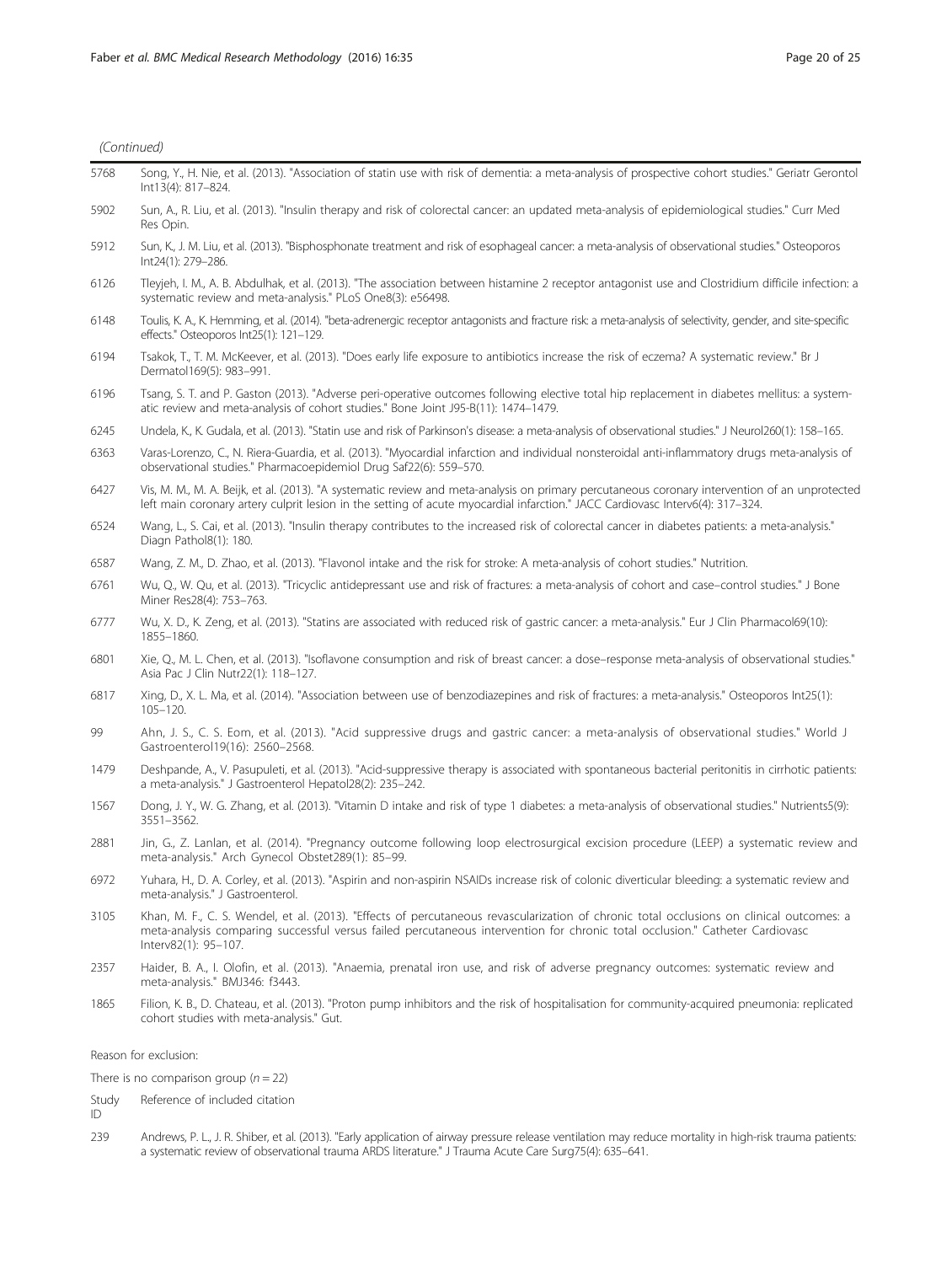(Continued)

| | |
|---|---|
| 5768 | Song, Y., H. Nie, et al. (2013). "Association of statin use with risk of dementia: a meta-analysis of prospective cohort studies." Geriatr Gerontol Int13(4): 817–824. |
| 5902 | Sun, A., R. Liu, et al. (2013). "Insulin therapy and risk of colorectal cancer: an updated meta-analysis of epidemiological studies." Curr Med Res Opin. |
| 5912 | Sun, K., J. M. Liu, et al. (2013). "Bisphosphonate treatment and risk of esophageal cancer: a meta-analysis of observational studies." Osteoporos Int24(1): 279–286. |
| 6126 | Tleyjeh, I. M., A. B. Abdulhak, et al. (2013). "The association between histamine 2 receptor antagonist use and Clostridium difficile infection: a systematic review and meta-analysis." PLoS One8(3): e56498. |
| 6148 | Toulis, K. A., K. Hemming, et al. (2014). "beta-adrenergic receptor antagonists and fracture risk: a meta-analysis of selectivity, gender, and site-specific effects." Osteoporos Int25(1): 121–129. |
| 6194 | Tsakok, T., T. M. McKeever, et al. (2013). "Does early life exposure to antibiotics increase the risk of eczema? A systematic review." Br J Dermatol169(5): 983–991. |
| 6196 | Tsang, S. T. and P. Gaston (2013). "Adverse peri-operative outcomes following elective total hip replacement in diabetes mellitus: a systematic review and meta-analysis of cohort studies." Bone Joint J95-B(11): 1474–1479. |
| 6245 | Undela, K., K. Gudala, et al. (2013). "Statin use and risk of Parkinson's disease: a meta-analysis of observational studies." J Neurol260(1): 158–165. |
| 6363 | Varas-Lorenzo, C., N. Riera-Guardia, et al. (2013). "Myocardial infarction and individual nonsteroidal anti-inflammatory drugs meta-analysis of observational studies." Pharmacoepidemiol Drug Saf22(6): 559–570. |
| 6427 | Vis, M. M., M. A. Beijk, et al. (2013). "A systematic review and meta-analysis on primary percutaneous coronary intervention of an unprotected left main coronary artery culprit lesion in the setting of acute myocardial infarction." JACC Cardiovasc Interv6(4): 317–324. |
| 6524 | Wang, L., S. Cai, et al. (2013). "Insulin therapy contributes to the increased risk of colorectal cancer in diabetes patients: a meta-analysis." Diagn Pathol8(1): 180. |
| 6587 | Wang, Z. M., D. Zhao, et al. (2013). "Flavonol intake and the risk for stroke: A meta-analysis of cohort studies." Nutrition. |
| 6761 | Wu, Q., W. Qu, et al. (2013). "Tricyclic antidepressant use and risk of fractures: a meta-analysis of cohort and case–control studies." J Bone Miner Res28(4): 753–763. |
| 6777 | Wu, X. D., K. Zeng, et al. (2013). "Statins are associated with reduced risk of gastric cancer: a meta-analysis." Eur J Clin Pharmacol69(10): 1855–1860. |
| 6801 | Xie, Q., M. L. Chen, et al. (2013). "Isoflavone consumption and risk of breast cancer: a dose–response meta-analysis of observational studies." Asia Pac J Clin Nutr22(1): 118–127. |
| 6817 | Xing, D., X. L. Ma, et al. (2014). "Association between use of benzodiazepines and risk of fractures: a meta-analysis." Osteoporos Int25(1): 105–120. |
| 99 | Ahn, J. S., C. S. Eom, et al. (2013). "Acid suppressive drugs and gastric cancer: a meta-analysis of observational studies." World J Gastroenterol19(16): 2560–2568. |
| 1479 | Deshpande, A., V. Pasupuleti, et al. (2013). "Acid-suppressive therapy is associated with spontaneous bacterial peritonitis in cirrhotic patients: a meta-analysis." J Gastroenterol Hepatol28(2): 235–242. |
| 1567 | Dong, J. Y., W. G. Zhang, et al. (2013). "Vitamin D intake and risk of type 1 diabetes: a meta-analysis of observational studies." Nutrients5(9): 3551–3562. |
| 2881 | Jin, G., Z. Lanlan, et al. (2014). "Pregnancy outcome following loop electrosurgical excision procedure (LEEP) a systematic review and meta-analysis." Arch Gynecol Obstet289(1): 85–99. |
| 6972 | Yuhara, H., D. A. Corley, et al. (2013). "Aspirin and non-aspirin NSAIDs increase risk of colonic diverticular bleeding: a systematic review and meta-analysis." J Gastroenterol. |
| 3105 | Khan, M. F., C. S. Wendel, et al. (2013). "Effects of percutaneous revascularization of chronic total occlusions on clinical outcomes: a meta-analysis comparing successful versus failed percutaneous intervention for chronic total occlusion." Catheter Cardiovasc Interv82(1): 95–107. |
| 2357 | Haider, B. A., I. Olofin, et al. (2013). "Anaemia, prenatal iron use, and risk of adverse pregnancy outcomes: systematic review and meta-analysis." BMJ346: f3443. |
| 1865 | Filion, K. B., D. Chateau, et al. (2013). "Proton pump inhibitors and the risk of hospitalisation for community-acquired pneumonia: replicated cohort studies with meta-analysis." Gut. |

Reason for exclusion:

There is no comparison group ($n = 22$)

| Study ID | Reference of included citation |
|---|---|
| 239 | Andrews, P. L., J. R. Shiber, et al. (2013). "Early application of airway pressure release ventilation may reduce mortality in high-risk trauma patients: a systematic review of observational trauma ARDS literature." J Trauma Acute Care Surg75(4): 635–641. |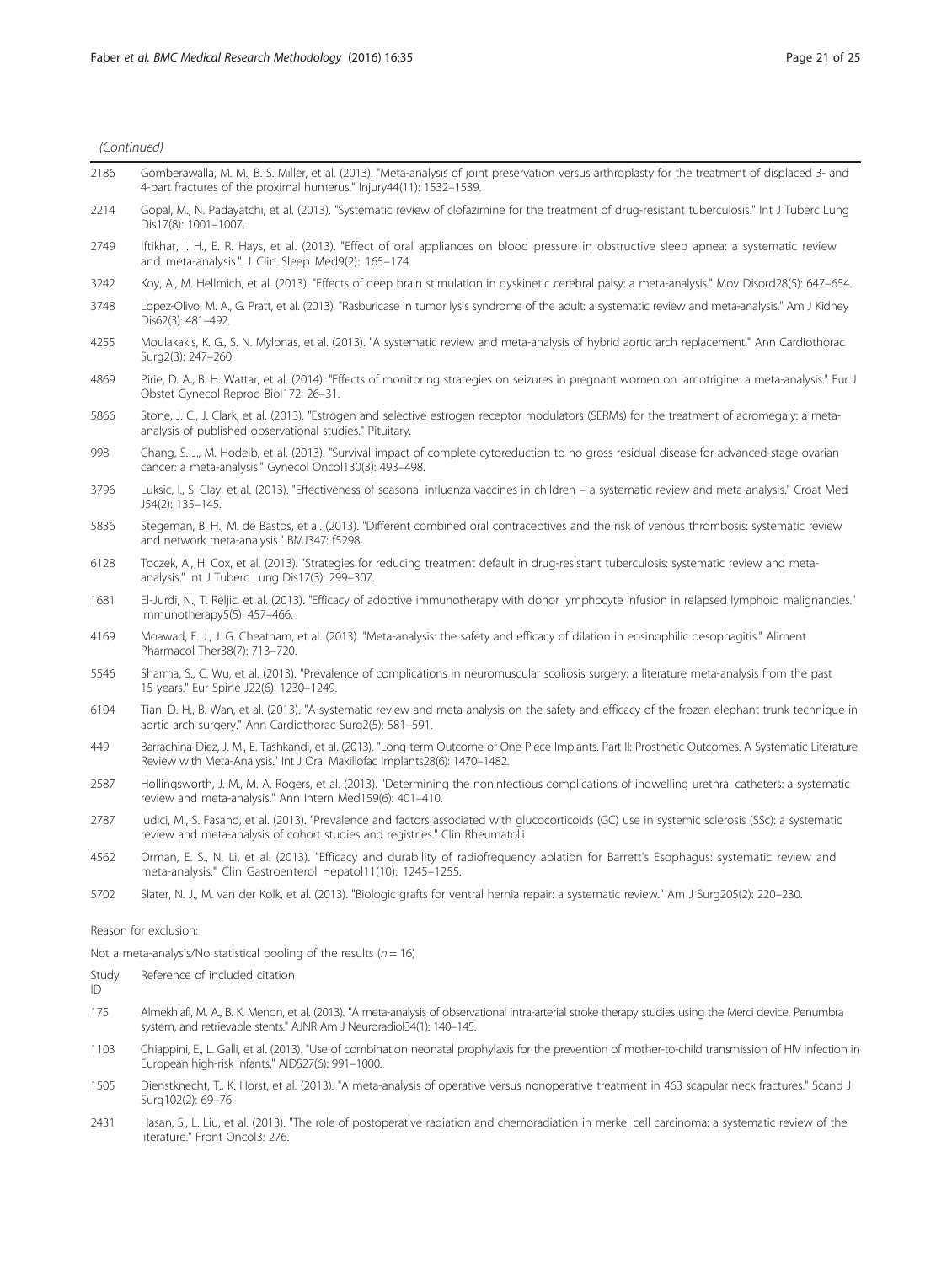(Continued)

| | |
|---|---|
| 2186 | Gomberawalla, M. M., B. S. Miller, et al. (2013). "Meta-analysis of joint preservation versus arthroplasty for the treatment of displaced 3- and 4-part fractures of the proximal humerus." Injury44(11): 1532–1539. |
| 2214 | Gopal, M., N. Padayatchi, et al. (2013). "Systematic review of clofazimine for the treatment of drug-resistant tuberculosis." Int J Tuberc Lung Dis17(8): 1001–1007. |
| 2749 | Iftikhar, I. H., E. R. Hays, et al. (2013). "Effect of oral appliances on blood pressure in obstructive sleep apnea: a systematic review and meta-analysis." J Clin Sleep Med9(2): 165–174. |
| 3242 | Koy, A., M. Hellmich, et al. (2013). "Effects of deep brain stimulation in dyskinetic cerebral palsy: a meta-analysis." Mov Disord28(5): 647–654. |
| 3748 | Lopez-Olivo, M. A., G. Pratt, et al. (2013). "Rasburicase in tumor lysis syndrome of the adult: a systematic review and meta-analysis." Am J Kidney Dis62(3): 481–492. |
| 4255 | Moulakakis, K. G., S. N. Mylonas, et al. (2013). "A systematic review and meta-analysis of hybrid aortic arch replacement." Ann Cardiothorac Surg2(3): 247–260. |
| 4869 | Pirie, D. A., B. H. Wattar, et al. (2014). "Effects of monitoring strategies on seizures in pregnant women on lamotrigine: a meta-analysis." Eur J Obstet Gynecol Reprod Biol172: 26–31. |
| 5866 | Stone, J. C., J. Clark, et al. (2013). "Estrogen and selective estrogen receptor modulators (SERMs) for the treatment of acromegaly: a meta-analysis of published observational studies." Pituitary. |
| 998 | Chang, S. J., M. Hodeib, et al. (2013). "Survival impact of complete cytoreduction to no gross residual disease for advanced-stage ovarian cancer: a meta-analysis." Gynecol Oncol130(3): 493–498. |
| 3796 | Luksic, I., S. Clay, et al. (2013). "Effectiveness of seasonal influenza vaccines in children – a systematic review and meta-analysis." Croat Med J54(2): 135–145. |
| 5836 | Stegeman, B. H., M. de Bastos, et al. (2013). "Different combined oral contraceptives and the risk of venous thrombosis: systematic review and network meta-analysis." BMJ347: f5298. |
| 6128 | Toczek, A., H. Cox, et al. (2013). "Strategies for reducing treatment default in drug-resistant tuberculosis: systematic review and meta-analysis." Int J Tuberc Lung Dis17(3): 299–307. |
| 1681 | El-Jurdi, N., T. Reljic, et al. (2013). "Efficacy of adoptive immunotherapy with donor lymphocyte infusion in relapsed lymphoid malignancies." Immunotherapy5(5): 457–466. |
| 4169 | Moawad, F. J., J. G. Cheatham, et al. (2013). "Meta-analysis: the safety and efficacy of dilation in eosinophilic oesophagitis." Aliment Pharmacol Ther38(7): 713–720. |
| 5546 | Sharma, S., C. Wu, et al. (2013). "Prevalence of complications in neuromuscular scoliosis surgery: a literature meta-analysis from the past 15 years." Eur Spine J22(6): 1230–1249. |
| 6104 | Tian, D. H., B. Wan, et al. (2013). "A systematic review and meta-analysis on the safety and efficacy of the frozen elephant trunk technique in aortic arch surgery." Ann Cardiothorac Surg2(5): 581–591. |
| 449 | Barrachina-Diez, J. M., E. Tashkandi, et al. (2013). "Long-term Outcome of One-Piece Implants. Part II: Prosthetic Outcomes. A Systematic Literature Review with Meta-Analysis." Int J Oral Maxillofac Implants28(6): 1470–1482. |
| 2587 | Hollingsworth, J. M., M. A. Rogers, et al. (2013). "Determining the noninfectious complications of indwelling urethral catheters: a systematic review and meta-analysis." Ann Intern Med159(6): 401–410. |
| 2787 | Iudici, M., S. Fasano, et al. (2013). "Prevalence and factors associated with glucocorticoids (GC) use in systemic sclerosis (SSc): a systematic review and meta-analysis of cohort studies and registries." Clin Rheumatol.i |
| 4562 | Orman, E. S., N. Li, et al. (2013). "Efficacy and durability of radiofrequency ablation for Barrett's Esophagus: systematic review and meta-analysis." Clin Gastroenterol Hepatol11(10): 1245–1255. |
| 5702 | Slater, N. J., M. van der Kolk, et al. (2013). "Biologic grafts for ventral hernia repair: a systematic review." Am J Surg205(2): 220–230. |

Reason for exclusion:

Not a meta-analysis/No statistical pooling of the results (*n* = 16)

| Study ID | Reference of included citation |
|---|---|
| 175 | Almekhlafi, M. A., B. K. Menon, et al. (2013). "A meta-analysis of observational intra-arterial stroke therapy studies using the Merci device, Penumbra system, and retrievable stents." AJNR Am J Neuroradiol34(1): 140–145. |
| 1103 | Chiappini, E., L. Galli, et al. (2013). "Use of combination neonatal prophylaxis for the prevention of mother-to-child transmission of HIV infection in European high-risk infants." AIDS27(6): 991–1000. |
| 1505 | Dienstknecht, T., K. Horst, et al. (2013). "A meta-analysis of operative versus nonoperative treatment in 463 scapular neck fractures." Scand J Surg102(2): 69–76. |
| 2431 | Hasan, S., L. Liu, et al. (2013). "The role of postoperative radiation and chemoradiation in merkel cell carcinoma: a systematic review of the literature." Front Oncol3: 276. |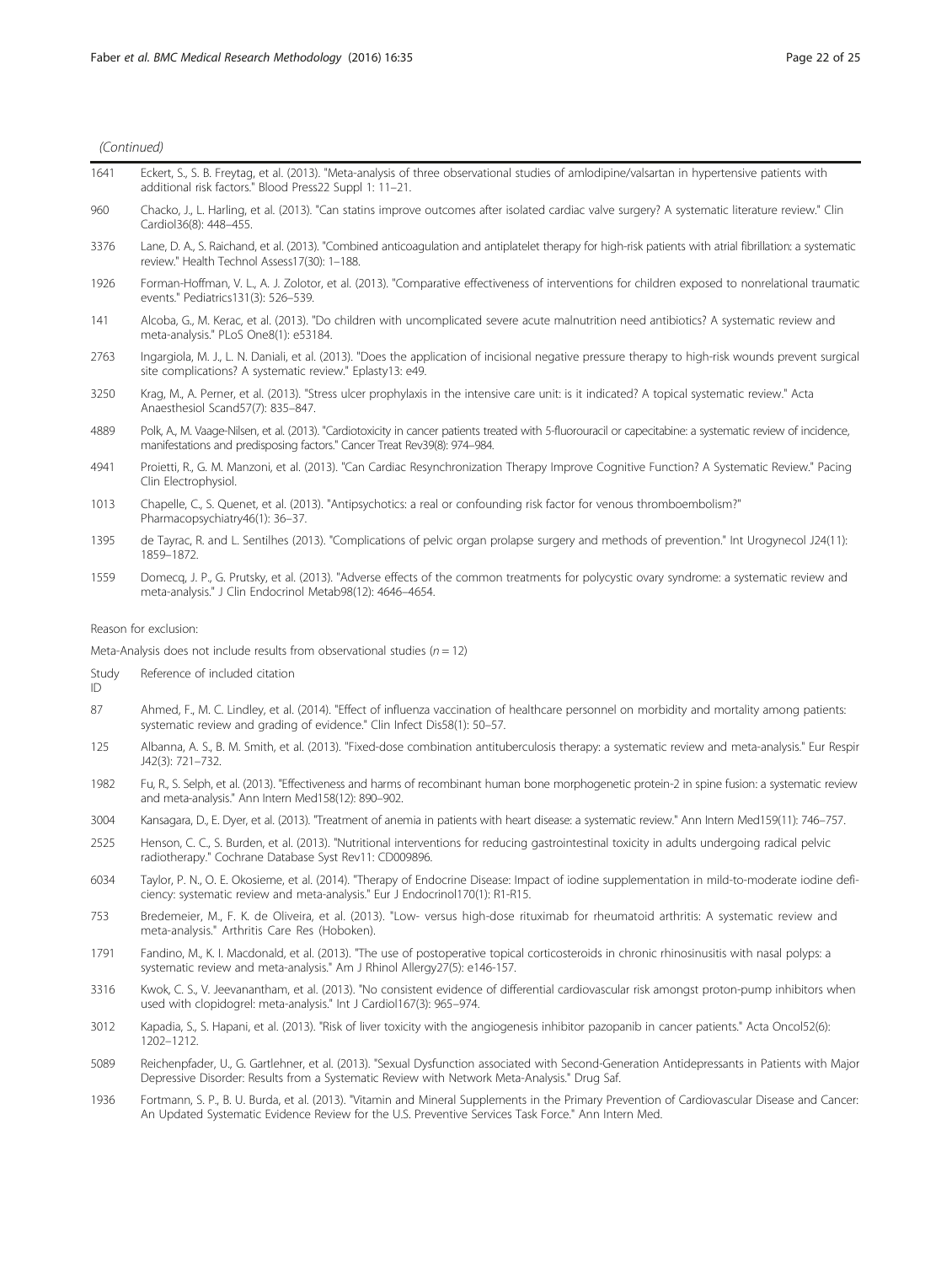(Continued)

| | |
|---|---|
| 1641 | Eckert, S., S. B. Freytag, et al. (2013). "Meta-analysis of three observational studies of amlodipine/valsartan in hypertensive patients with additional risk factors." Blood Press22 Suppl 1: 11–21. |
| 960 | Chacko, J., L. Harling, et al. (2013). "Can statins improve outcomes after isolated cardiac valve surgery? A systematic literature review." Clin Cardiol36(8): 448–455. |
| 3376 | Lane, D. A., S. Raichand, et al. (2013). "Combined anticoagulation and antiplatelet therapy for high-risk patients with atrial fibrillation: a systematic review." Health Technol Assess17(30): 1–188. |
| 1926 | Forman-Hoffman, V. L., A. J. Zolotor, et al. (2013). "Comparative effectiveness of interventions for children exposed to nonrelational traumatic events." Pediatrics131(3): 526–539. |
| 141 | Alcoba, G., M. Kerac, et al. (2013). "Do children with uncomplicated severe acute malnutrition need antibiotics? A systematic review and meta-analysis." PLoS One8(1): e53184. |
| 2763 | Ingargiola, M. J., L. N. Daniali, et al. (2013). "Does the application of incisional negative pressure therapy to high-risk wounds prevent surgical site complications? A systematic review." Eplasty13: e49. |
| 3250 | Krag, M., A. Perner, et al. (2013). "Stress ulcer prophylaxis in the intensive care unit: is it indicated? A topical systematic review." Acta Anaesthesiol Scand57(7): 835–847. |
| 4889 | Polk, A., M. Vaage-Nilsen, et al. (2013). "Cardiotoxicity in cancer patients treated with 5-fluorouracil or capecitabine: a systematic review of incidence, manifestations and predisposing factors." Cancer Treat Rev39(8): 974–984. |
| 4941 | Proietti, R., G. M. Manzoni, et al. (2013). "Can Cardiac Resynchronization Therapy Improve Cognitive Function? A Systematic Review." Pacing Clin Electrophysiol. |
| 1013 | Chapelle, C., S. Quenet, et al. (2013). "Antipsychotics: a real or confounding risk factor for venous thromboembolism?" Pharmacopsychiatry46(1): 36–37. |
| 1395 | de Tayrac, R. and L. Sentilhes (2013). "Complications of pelvic organ prolapse surgery and methods of prevention." Int Urogynecol J24(11): 1859–1872. |
| 1559 | Domecq, J. P., G. Prutsky, et al. (2013). "Adverse effects of the common treatments for polycystic ovary syndrome: a systematic review and meta-analysis." J Clin Endocrinol Metab98(12): 4646–4654. |

Reason for exclusion:

Meta-Analysis does not include results from observational studies ($n = 12$)

| Study ID | Reference of included citation |
|---|---|
| 87 | Ahmed, F., M. C. Lindley, et al. (2014). "Effect of influenza vaccination of healthcare personnel on morbidity and mortality among patients: systematic review and grading of evidence." Clin Infect Dis58(1): 50–57. |
| 125 | Albanna, A. S., B. M. Smith, et al. (2013). "Fixed-dose combination antituberculosis therapy: a systematic review and meta-analysis." Eur Respir J42(3): 721–732. |
| 1982 | Fu, R., S. Selph, et al. (2013). "Effectiveness and harms of recombinant human bone morphogenetic protein-2 in spine fusion: a systematic review and meta-analysis." Ann Intern Med158(12): 890–902. |
| 3004 | Kansagara, D., E. Dyer, et al. (2013). "Treatment of anemia in patients with heart disease: a systematic review." Ann Intern Med159(11): 746–757. |
| 2525 | Henson, C. C., S. Burden, et al. (2013). "Nutritional interventions for reducing gastrointestinal toxicity in adults undergoing radical pelvic radiotherapy." Cochrane Database Syst Rev11: CD009896. |
| 6034 | Taylor, P. N., O. E. Okosieme, et al. (2014). "Therapy of Endocrine Disease: Impact of iodine supplementation in mild-to-moderate iodine deficiency: systematic review and meta-analysis." Eur J Endocrinol170(1): R1-R15. |
| 753 | Bredemeier, M., F. K. de Oliveira, et al. (2013). "Low- versus high-dose rituximab for rheumatoid arthritis: A systematic review and meta-analysis." Arthritis Care Res (Hoboken). |
| 1791 | Fandino, M., K. I. Macdonald, et al. (2013). "The use of postoperative topical corticosteroids in chronic rhinosinusitis with nasal polyps: a systematic review and meta-analysis." Am J Rhinol Allergy27(5): e146-157. |
| 3316 | Kwok, C. S., V. Jeevanantham, et al. (2013). "No consistent evidence of differential cardiovascular risk amongst proton-pump inhibitors when used with clopidogrel: meta-analysis." Int J Cardiol167(3): 965–974. |
| 3012 | Kapadia, S., S. Hapani, et al. (2013). "Risk of liver toxicity with the angiogenesis inhibitor pazopanib in cancer patients." Acta Oncol52(6): 1202–1212. |
| 5089 | Reichenpfader, U., G. Gartlehner, et al. (2013). "Sexual Dysfunction associated with Second-Generation Antidepressants in Patients with Major Depressive Disorder: Results from a Systematic Review with Network Meta-Analysis." Drug Saf. |
| 1936 | Fortmann, S. P., B. U. Burda, et al. (2013). "Vitamin and Mineral Supplements in the Primary Prevention of Cardiovascular Disease and Cancer: An Updated Systematic Evidence Review for the U.S. Preventive Services Task Force." Ann Intern Med. |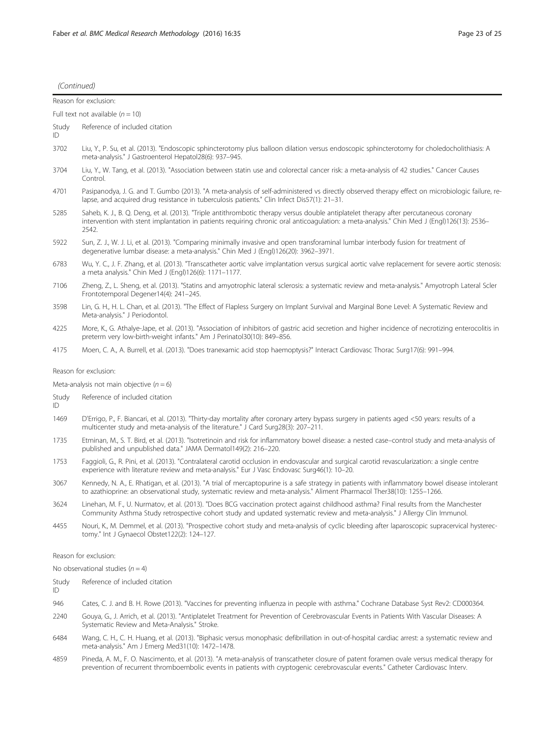(Continued)

| Reason for exclusion: | |
|---|---|
| Full text not available ($n = 10$) | |
| Study ID | Reference of included citation |
| 3702 | Liu, Y., P. Su, et al. (2013). "Endoscopic sphincterotomy plus balloon dilation versus endoscopic sphincterotomy for choledocholithiasis: A meta-analysis." J Gastroenterol Hepatol28(6): 937–945. |
| 3704 | Liu, Y., W. Tang, et al. (2013). "Association between statin use and colorectal cancer risk: a meta-analysis of 42 studies." Cancer Causes Control. |
| 4701 | Pasipanodya, J. G. and T. Gumbo (2013). "A meta-analysis of self-administered vs directly observed therapy effect on microbiologic failure, relapse, and acquired drug resistance in tuberculosis patients." Clin Infect Dis57(1): 21–31. |
| 5285 | Saheb, K. J., B. Q. Deng, et al. (2013). "Triple antithrombotic therapy versus double antiplatelet therapy after percutaneous coronary intervention with stent implantation in patients requiring chronic oral anticoagulation: a meta-analysis." Chin Med J (Engl)126(13): 2536–2542. |
| 5922 | Sun, Z. J., W. J. Li, et al. (2013). "Comparing minimally invasive and open transforaminal lumbar interbody fusion for treatment of degenerative lumbar disease: a meta-analysis." Chin Med J (Engl)126(20): 3962–3971. |
| 6783 | Wu, Y. C., J. F. Zhang, et al. (2013). "Transcatheter aortic valve implantation versus surgical aortic valve replacement for severe aortic stenosis: a meta analysis." Chin Med J (Engl)126(6): 1171–1177. |
| 7106 | Zheng, Z., L. Sheng, et al. (2013). "Statins and amyotrophic lateral sclerosis: a systematic review and meta-analysis." Amyotroph Lateral Scler Frontotemporal Degener14(4): 241–245. |
| 3598 | Lin, G. H., H. L. Chan, et al. (2013). "The Effect of Flapless Surgery on Implant Survival and Marginal Bone Level: A Systematic Review and Meta-analysis." J Periodontol. |
| 4225 | More, K., G. Athalye-Jape, et al. (2013). "Association of inhibitors of gastric acid secretion and higher incidence of necrotizing enterocolitis in preterm very low-birth-weight infants." Am J Perinatol30(10): 849–856. |
| 4175 | Moen, C. A., A. Burrell, et al. (2013). "Does tranexamic acid stop haemoptysis?" Interact Cardiovasc Thorac Surg17(6): 991–994. |
| Reason for exclusion: | |
| Meta-analysis not main objective ($n = 6$) | |
| Study ID | Reference of included citation |
| 1469 | D'Errigo, P., F. Biancari, et al. (2013). "Thirty-day mortality after coronary artery bypass surgery in patients aged <50 years: results of a multicenter study and meta-analysis of the literature." J Card Surg28(3): 207–211. |
| 1735 | Etminan, M., S. T. Bird, et al. (2013). "Isotretinoin and risk for inflammatory bowel disease: a nested case–control study and meta-analysis of published and unpublished data." JAMA Dermatol149(2): 216–220. |
| 1753 | Faggioli, G., R. Pini, et al. (2013). "Contralateral carotid occlusion in endovascular and surgical carotid revascularization: a single centre experience with literature review and meta-analysis." Eur J Vasc Endovasc Surg46(1): 10–20. |
| 3067 | Kennedy, N. A., E. Rhatigan, et al. (2013). "A trial of mercaptopurine is a safe strategy in patients with inflammatory bowel disease intolerant to azathioprine: an observational study, systematic review and meta-analysis." Aliment Pharmacol Ther38(10): 1255–1266. |
| 3624 | Linehan, M. F., U. Nurmatov, et al. (2013). "Does BCG vaccination protect against childhood asthma? Final results from the Manchester Community Asthma Study retrospective cohort study and updated systematic review and meta-analysis." J Allergy Clin Immunol. |
| 4455 | Nouri, K., M. Demmel, et al. (2013). "Prospective cohort study and meta-analysis of cyclic bleeding after laparoscopic supracervical hysterectomy." Int J Gynaecol Obstet122(2): 124–127. |
| Reason for exclusion: | |
| No observational studies ($n = 4$) | |
| Study ID | Reference of included citation |
| 946 | Cates, C. J. and B. H. Rowe (2013). "Vaccines for preventing influenza in people with asthma." Cochrane Database Syst Rev2: CD000364. |
| 2240 | Gouya, G., J. Arrich, et al. (2013). "Antiplatelet Treatment for Prevention of Cerebrovascular Events in Patients With Vascular Diseases: A Systematic Review and Meta-Analysis." Stroke. |
| 6484 | Wang, C. H., C. H. Huang, et al. (2013). "Biphasic versus monophasic defibrillation in out-of-hospital cardiac arrest: a systematic review and meta-analysis." Am J Emerg Med31(10): 1472–1478. |
| 4859 | Pineda, A. M., F. O. Nascimento, et al. (2013). "A meta-analysis of transcatheter closure of patent foramen ovale versus medical therapy for prevention of recurrent thromboembolic events in patients with cryptogenic cerebrovascular events." Catheter Cardiovasc Interv. |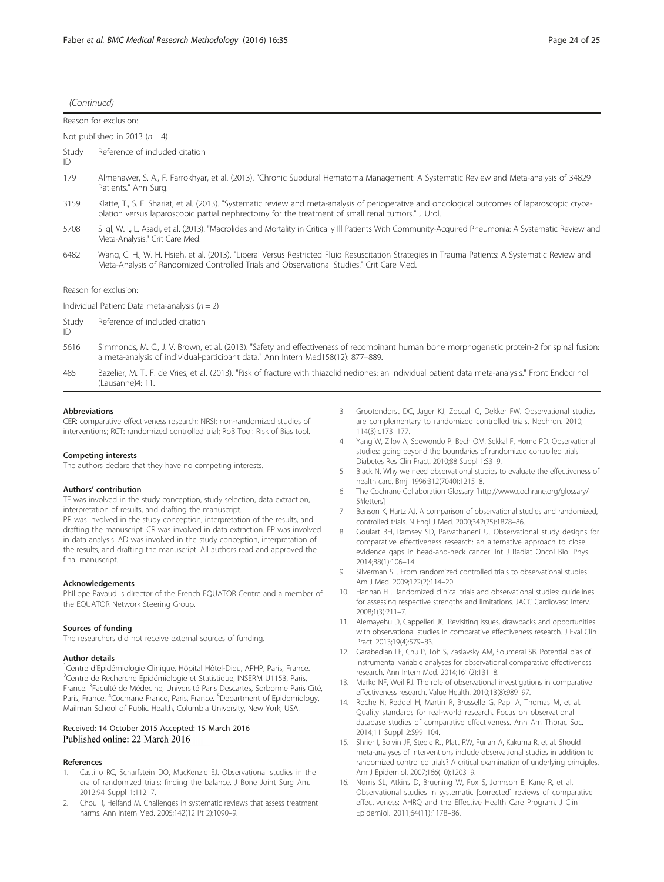(Continued)

| Study ID | Reference of included citation |
| --- | --- |
| **Reason for exclusion: Not published in 2013 ($n = 4$)** | |
| 179 | Almenawer, S. A., F. Farrokhyar, et al. (2013). "Chronic Subdural Hematoma Management: A Systematic Review and Meta-analysis of 34829 Patients." Ann Surg. |
| 3159 | Klatte, T., S. F. Shariat, et al. (2013). "Systematic review and meta-analysis of perioperative and oncological outcomes of laparoscopic cryoablation versus laparoscopic partial nephrectomy for the treatment of small renal tumors." J Urol. |
| 5708 | Sligl, W. I., L. Asadi, et al. (2013). "Macrolides and Mortality in Critically Ill Patients With Community-Acquired Pneumonia: A Systematic Review and Meta-Analysis." Crit Care Med. |
| 6482 | Wang, C. H., W. H. Hsieh, et al. (2013). "Liberal Versus Restricted Fluid Resuscitation Strategies in Trauma Patients: A Systematic Review and Meta-Analysis of Randomized Controlled Trials and Observational Studies." Crit Care Med. |
| **Reason for exclusion: Individual Patient Data meta-analysis ($n = 2$)** | |
| 5616 | Simmonds, M. C., J. V. Brown, et al. (2013). "Safety and effectiveness of recombinant human bone morphogenetic protein-2 for spinal fusion: a meta-analysis of individual-participant data." Ann Intern Med158(12): 877–889. |
| 485 | Bazelier, M. T., F. de Vries, et al. (2013). "Risk of fracture with thiazolidinediones: an individual patient data meta-analysis." Front Endocrinol (Lausanne)4: 11. |

#### Abbreviations

CER: comparative effectiveness research; NRSI: non-randomized studies of interventions; RCT: randomized controlled trial; RoB Tool: Risk of Bias tool.

#### Competing interests

The authors declare that they have no competing interests.

#### Authors' contribution

TF was involved in the study conception, study selection, data extraction, interpretation of results, and drafting the manuscript.
PR was involved in the study conception, interpretation of the results, and drafting the manuscript. CR was involved in data extraction. EP was involved in data analysis. AD was involved in the study conception, interpretation of the results, and drafting the manuscript. All authors read and approved the final manuscript.

#### Acknowledgements

Philippe Ravaud is director of the French EQUATOR Centre and a member of the EQUATOR Network Steering Group.

#### Sources of funding

The researchers did not receive external sources of funding.

#### Author details

[1]Centre d'Epidémiologie Clinique, Hôpital Hôtel-Dieu, APHP, Paris, France. [2]Centre de Recherche Epidémiologie et Statistique, INSERM U1153, Paris, France. [3]Faculté de Médecine, Université Paris Descartes, Sorbonne Paris Cité, Paris, France. [4]Cochrane France, Paris, France. [5]Department of Epidemiology, Mailman School of Public Health, Columbia University, New York, USA.

Received: 14 October 2015 Accepted: 15 March 2016
Published online: 22 March 2016

#### References

1. Castillo RC, Scharfstein DO, MacKenzie EJ. Observational studies in the era of randomized trials: finding the balance. J Bone Joint Surg Am. 2012;94 Suppl 1:112–7.
2. Chou R, Helfand M. Challenges in systematic reviews that assess treatment harms. Ann Intern Med. 2005;142(12 Pt 2):1090–9.
3. Grootendorst DC, Jager KJ, Zoccali C, Dekker FW. Observational studies are complementary to randomized controlled trials. Nephron. 2010; 114(3):c173–177.
4. Yang W, Zilov A, Soewondo P, Bech OM, Sekkal F, Home PD. Observational studies: going beyond the boundaries of randomized controlled trials. Diabetes Res Clin Pract. 2010;88 Suppl 1:S3–9.
5. Black N. Why we need observational studies to evaluate the effectiveness of health care. Bmj. 1996;312(7040):1215–8.
6. The Cochrane Collaboration Glossary [http://www.cochrane.org/glossary/5#letters]
7. Benson K, Hartz AJ. A comparison of observational studies and randomized, controlled trials. N Engl J Med. 2000;342(25):1878–86.
8. Goulart BH, Ramsey SD, Parvathaneni U. Observational study designs for comparative effectiveness research: an alternative approach to close evidence gaps in head-and-neck cancer. Int J Radiat Oncol Biol Phys. 2014;88(1):106–14.
9. Silverman SL. From randomized controlled trials to observational studies. Am J Med. 2009;122(2):114–20.
10. Hannan EL. Randomized clinical trials and observational studies: guidelines for assessing respective strengths and limitations. JACC Cardiovasc Interv. 2008;1(3):211–7.
11. Alemayehu D, Cappelleri JC. Revisiting issues, drawbacks and opportunities with observational studies in comparative effectiveness research. J Eval Clin Pract. 2013;19(4):579–83.
12. Garabedian LF, Chu P, Toh S, Zaslavsky AM, Soumerai SB. Potential bias of instrumental variable analyses for observational comparative effectiveness research. Ann Intern Med. 2014;161(2):131–8.
13. Marko NF, Weil RJ. The role of observational investigations in comparative effectiveness research. Value Health. 2010;13(8):989–97.
14. Roche N, Reddel H, Martin R, Brusselle G, Papi A, Thomas M, et al. Quality standards for real-world research. Focus on observational database studies of comparative effectiveness. Ann Am Thorac Soc. 2014;11 Suppl 2:S99–104.
15. Shrier I, Boivin JF, Steele RJ, Platt RW, Furlan A, Kakuma R, et al. Should meta-analyses of interventions include observational studies in addition to randomized controlled trials? A critical examination of underlying principles. Am J Epidemiol. 2007;166(10):1203–9.
16. Norris SL, Atkins D, Bruening W, Fox S, Johnson E, Kane R, et al. Observational studies in systematic [corrected] reviews of comparative effectiveness: AHRQ and the Effective Health Care Program. J Clin Epidemiol. 2011;64(11):1178–86.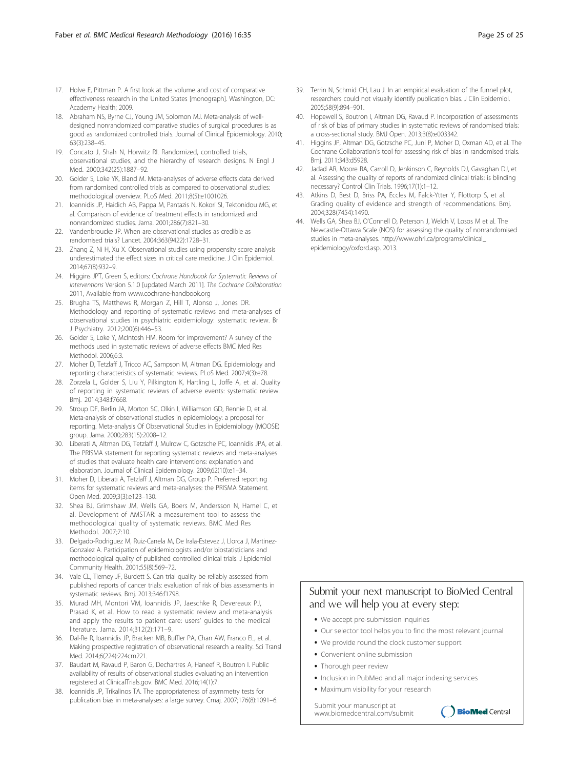17. Holve E, Pittman P. A first look at the volume and cost of comparative effectiveness research in the United States [monograph]. Washington, DC: Academy Health; 2009.
18. Abraham NS, Byrne CJ, Young JM, Solomon MJ. Meta-analysis of well-designed nonrandomized comparative studies of surgical procedures is as good as randomized controlled trials. Journal of Clinical Epidemiology. 2010; 63(3):238–45.
19. Concato J, Shah N, Horwitz RI. Randomized, controlled trials, observational studies, and the hierarchy of research designs. N Engl J Med. 2000;342(25):1887–92.
20. Golder S, Loke YK, Bland M. Meta-analyses of adverse effects data derived from randomised controlled trials as compared to observational studies: methodological overview. PLoS Med. 2011;8(5):e1001026.
21. Ioannidis JP, Haidich AB, Pappa M, Pantazis N, Kokori SI, Tektonidou MG, et al. Comparison of evidence of treatment effects in randomized and nonrandomized studies. Jama. 2001;286(7):821–30.
22. Vandenbroucke JP. When are observational studies as credible as randomised trials? Lancet. 2004;363(9422):1728–31.
23. Zhang Z, Ni H, Xu X. Observational studies using propensity score analysis underestimated the effect sizes in critical care medicine. J Clin Epidemiol. 2014;67(8):932–9.
24. Higgins JPT, Green S, editors: *Cochrane Handbook for Systematic Reviews of Interventions* Version 5.1.0 [updated March 2011]. *The Cochrane Collaboration* 2011, Available from www.cochrane-handbook.org
25. Brugha TS, Matthews R, Morgan Z, Hill T, Alonso J, Jones DR. Methodology and reporting of systematic reviews and meta-analyses of observational studies in psychiatric epidemiology: systematic review. Br J Psychiatry. 2012;200(6):446–53.
26. Golder S, Loke Y, McIntosh HM. Room for improvement? A survey of the methods used in systematic reviews of adverse effects BMC Med Res Methodol. 2006;6:3.
27. Moher D, Tetzlaff J, Tricco AC, Sampson M, Altman DG. Epidemiology and reporting characteristics of systematic reviews. PLoS Med. 2007;4(3):e78.
28. Zorzela L, Golder S, Liu Y, Pilkington K, Hartling L, Joffe A, et al. Quality of reporting in systematic reviews of adverse events: systematic review. Bmj. 2014;348:f7668.
29. Stroup DF, Berlin JA, Morton SC, Olkin I, Williamson GD, Rennie D, et al. Meta-analysis of observational studies in epidemiology: a proposal for reporting. Meta-analysis Of Observational Studies in Epidemiology (MOOSE) group. Jama. 2000;283(15):2008–12.
30. Liberati A, Altman DG, Tetzlaff J, Mulrow C, Gotzsche PC, Ioannidis JPA, et al. The PRISMA statement for reporting systematic reviews and meta-analyses of studies that evaluate health care interventions: explanation and elaboration. Journal of Clinical Epidemiology. 2009;62(10):e1–34.
31. Moher D, Liberati A, Tetzlaff J, Altman DG, Group P. Preferred reporting items for systematic reviews and meta-analyses: the PRISMA Statement. Open Med. 2009;3(3):e123–130.
32. Shea BJ, Grimshaw JM, Wells GA, Boers M, Andersson N, Hamel C, et al. Development of AMSTAR: a measurement tool to assess the methodological quality of systematic reviews. BMC Med Res Methodol. 2007;7:10.
33. Delgado-Rodriguez M, Ruiz-Canela M, De Irala-Estevez J, Llorca J, Martinez-Gonzalez A. Participation of epidemiologists and/or biostatisticians and methodological quality of published controlled clinical trials. J Epidemiol Community Health. 2001;55(8):569–72.
34. Vale CL, Tierney JF, Burdett S. Can trial quality be reliably assessed from published reports of cancer trials: evaluation of risk of bias assessments in systematic reviews. Bmj. 2013;346:f1798.
35. Murad MH, Montori VM, Ioannidis JP, Jaeschke R, Devereaux PJ, Prasad K, et al. How to read a systematic review and meta-analysis and apply the results to patient care: users' guides to the medical literature. Jama. 2014;312(2):171–9.
36. Dal-Re R, Ioannidis JP, Bracken MB, Buffler PA, Chan AW, Franco EL, et al. Making prospective registration of observational research a reality. Sci Transl Med. 2014;6(224):224cm221.
37. Baudart M, Ravaud P, Baron G, Dechartres A, Haneef R, Boutron I. Public availability of results of observational studies evaluating an intervention registered at ClinicalTrials.gov. BMC Med. 2016;14(1):7.
38. Ioannidis JP, Trikalinos TA. The appropriateness of asymmetry tests for publication bias in meta-analyses: a large survey. Cmaj. 2007;176(8):1091–6.
39. Terrin N, Schmid CH, Lau J. In an empirical evaluation of the funnel plot, researchers could not visually identify publication bias. J Clin Epidemiol. 2005;58(9):894–901.
40. Hopewell S, Boutron I, Altman DG, Ravaud P. Incorporation of assessments of risk of bias of primary studies in systematic reviews of randomised trials: a cross-sectional study. BMJ Open. 2013;3(8):e003342.
41. Higgins JP, Altman DG, Gotzsche PC, Juni P, Moher D, Oxman AD, et al. The Cochrane Collaboration's tool for assessing risk of bias in randomised trials. Bmj. 2011;343:d5928.
42. Jadad AR, Moore RA, Carroll D, Jenkinson C, Reynolds DJ, Gavaghan DJ, et al. Assessing the quality of reports of randomized clinical trials: is blinding necessary? Control Clin Trials. 1996;17(1):1–12.
43. Atkins D, Best D, Briss PA, Eccles M, Falck-Ytter Y, Flottorp S, et al. Grading quality of evidence and strength of recommendations. Bmj. 2004;328(7454):1490.
44. Wells GA, Shea BJ, O'Connell D, Peterson J, Welch V, Losos M et al. The Newcastle-Ottawa Scale (NOS) for assessing the quality of nonrandomised studies in meta-analyses. http://www.ohri.ca/programs/clinical_epidemiology/oxford.asp. 2013.

Submit your next manuscript to BioMed Central and we will help you at every step:

- We accept pre-submission inquiries
- Our selector tool helps you to find the most relevant journal
- We provide round the clock customer support
- Convenient online submission
- Thorough peer review
- Inclusion in PubMed and all major indexing services
- Maximum visibility for your research

Submit your manuscript at www.biomedcentral.com/submit

BioMed Central